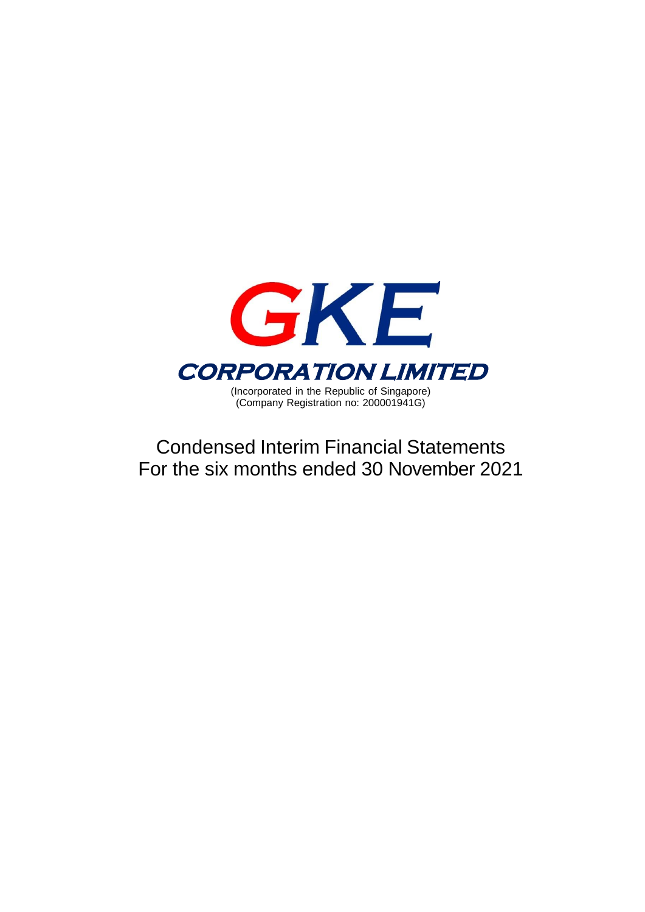# GKE CORPORATION LIMITED

(Incorporated in the Republic of Singapore)
(Company Registration no: 200001941G)

## Condensed Interim Financial Statements
## For the six months ended 30 November 2021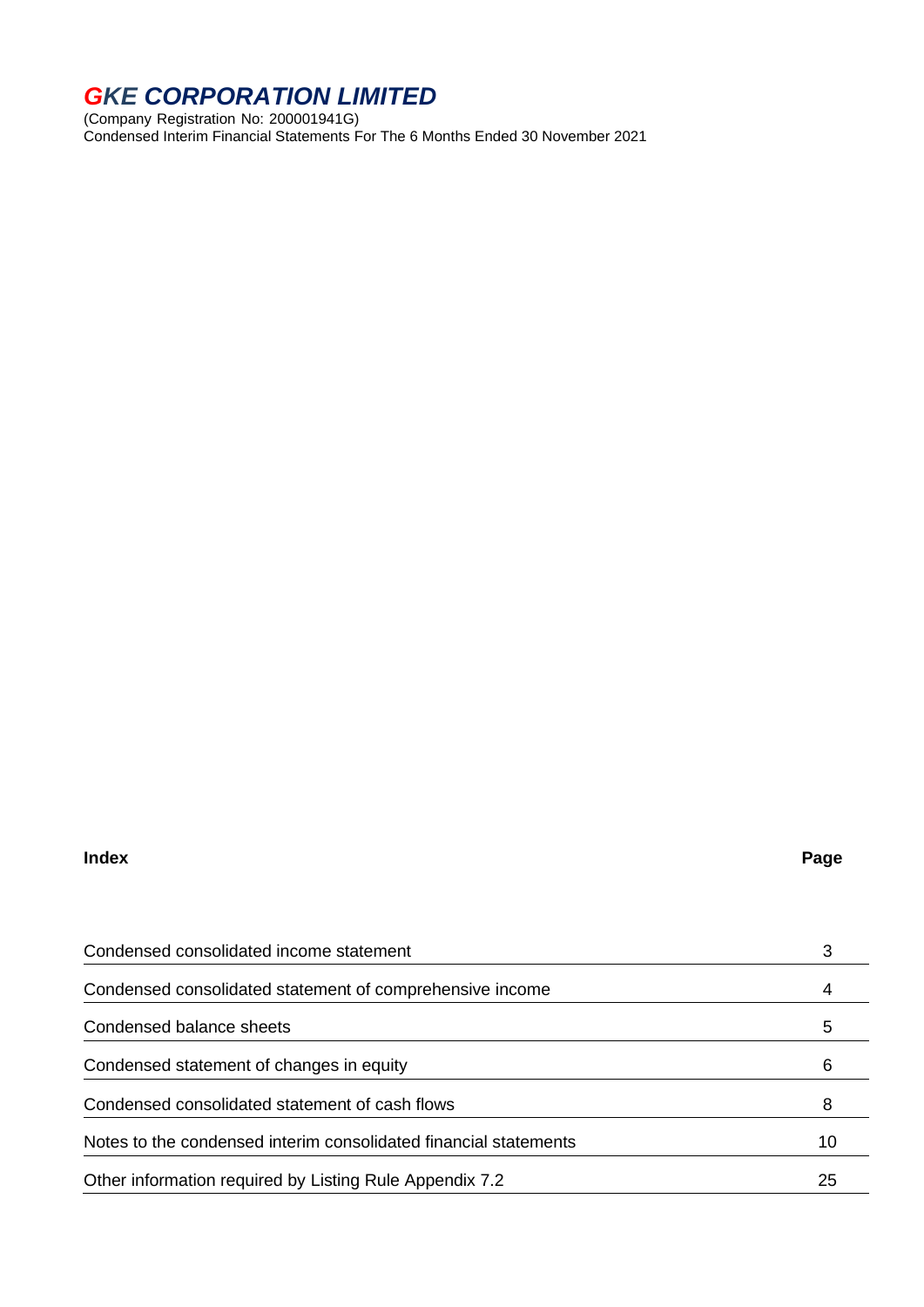# GKE CORPORATION LIMITED

(Company Registration No: 200001941G)
Condensed Interim Financial Statements For The 6 Months Ended 30 November 2021

| **Index** | **Page** |
|---|---|
| Condensed consolidated income statement | 3 |
| Condensed consolidated statement of comprehensive income | 4 |
| Condensed balance sheets | 5 |
| Condensed statement of changes in equity | 6 |
| Condensed consolidated statement of cash flows | 8 |
| Notes to the condensed interim consolidated financial statements | 10 |
| Other information required by Listing Rule Appendix 7.2 | 25 |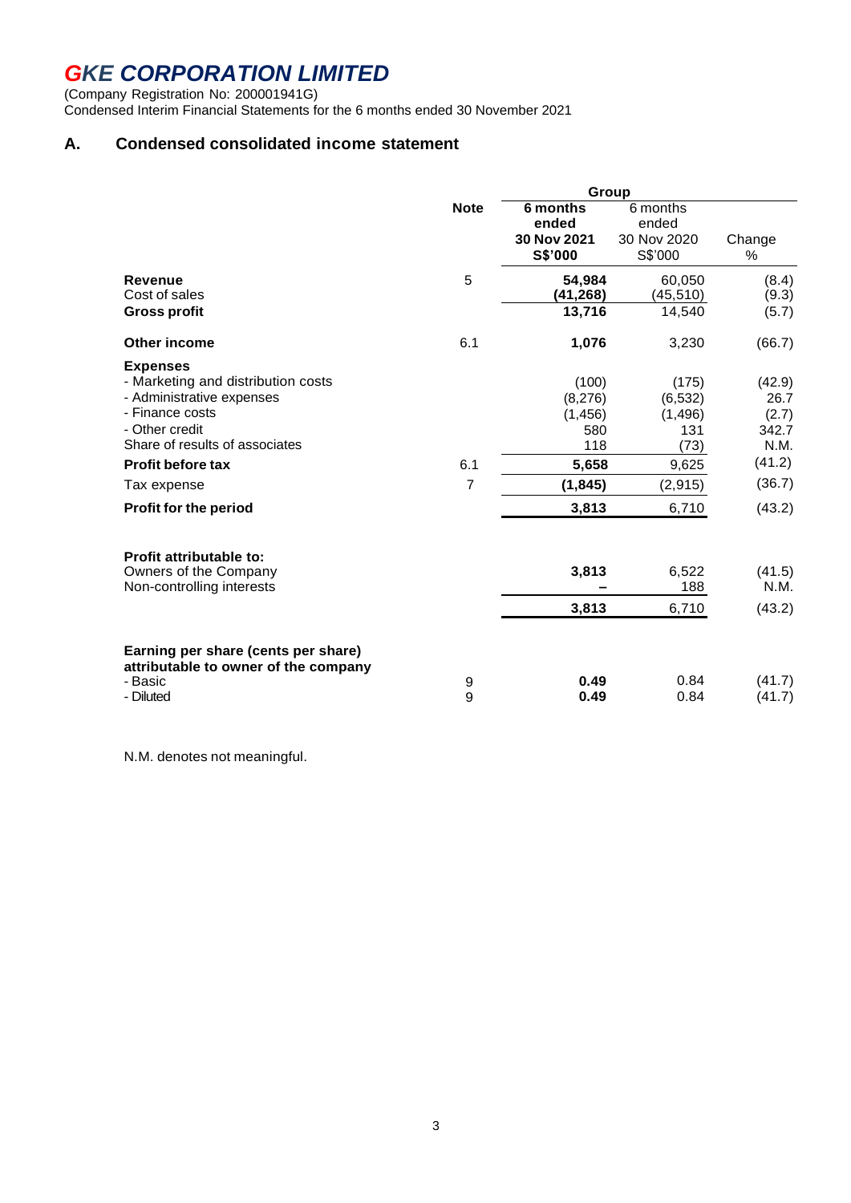# GKE CORPORATION LIMITED

(Company Registration No: 200001941G)
Condensed Interim Financial Statements for the 6 months ended 30 November 2021

## A. Condensed consolidated income statement

| | Note | Group | | |
|---|---|---|---|---|
| | | **6 months ended 30 Nov 2021 S$'000** | 6 months ended 30 Nov 2020 S$'000 | Change % |
| **Revenue** | 5 | **54,984** | 60,050 | (8.4) |
| Cost of sales | | **(41,268)** | (45,510) | (9.3) |
| **Gross profit** | | **13,716** | 14,540 | (5.7) |
| **Other income** | 6.1 | **1,076** | 3,230 | (66.7) |
| **Expenses** | | | | |
| - Marketing and distribution costs | | (100) | (175) | (42.9) |
| - Administrative expenses | | (8,276) | (6,532) | 26.7 |
| - Finance costs | | (1,456) | (1,496) | (2.7) |
| - Other credit | | 580 | 131 | 342.7 |
| Share of results of associates | | 118 | (73) | N.M. |
| **Profit before tax** | 6.1 | **5,658** | 9,625 | (41.2) |
| Tax expense | 7 | **(1,845)** | (2,915) | (36.7) |
| **Profit for the period** | | **3,813** | 6,710 | (43.2) |
| **Profit attributable to:** | | | | |
| Owners of the Company | | **3,813** | 6,522 | (41.5) |
| Non-controlling interests | | **–** | 188 | N.M. |
| | | **3,813** | 6,710 | (43.2) |
| **Earning per share (cents per share) attributable to owner of the company** | | | | |
| - Basic | 9 | **0.49** | 0.84 | (41.7) |
| - Diluted | 9 | **0.49** | 0.84 | (41.7) |

N.M. denotes not meaningful.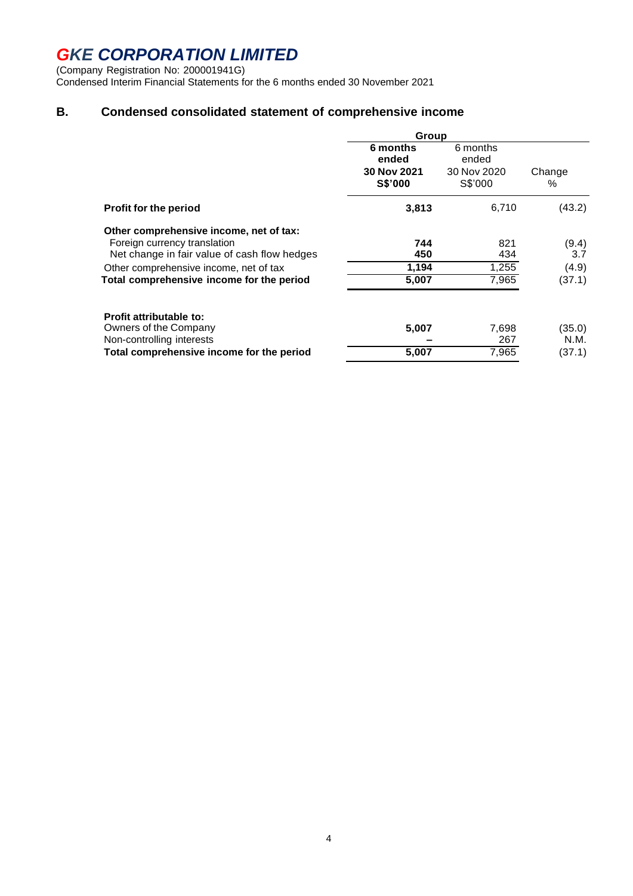# GKE CORPORATION LIMITED

(Company Registration No: 200001941G)
Condensed Interim Financial Statements for the 6 months ended 30 November 2021

## B. Condensed consolidated statement of comprehensive income

| | Group | | |
|---|---|---|---|
| | **6 months ended 30 Nov 2021 S$'000** | 6 months ended 30 Nov 2020 S$'000 | Change % |
| **Profit for the period** | **3,813** | 6,710 | (43.2) |
| **Other comprehensive income, net of tax:** | | | |
| Foreign currency translation | **744** | 821 | (9.4) |
| Net change in fair value of cash flow hedges | **450** | 434 | 3.7 |
| Other comprehensive income, net of tax | **1,194** | 1,255 | (4.9) |
| **Total comprehensive income for the period** | **5,007** | 7,965 | (37.1) |
| | | | |
| **Profit attributable to:** | | | |
| Owners of the Company | **5,007** | 7,698 | (35.0) |
| Non-controlling interests | **–** | 267 | N.M. |
| **Total comprehensive income for the period** | **5,007** | 7,965 | (37.1) |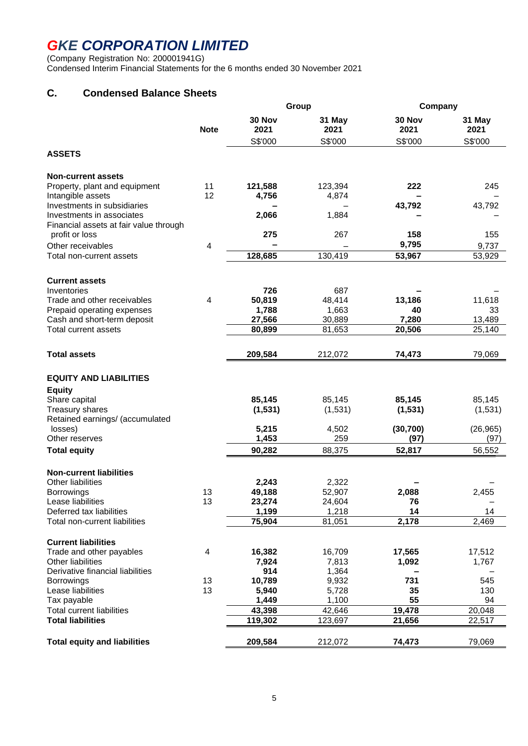# GKE CORPORATION LIMITED

(Company Registration No: 200001941G)
Condensed Interim Financial Statements for the 6 months ended 30 November 2021

## C. Condensed Balance Sheets

| | Note | Group | | Company | |
|---|---|---|---|---|---|
| | | **30 Nov 2021** | **31 May 2021** | **30 Nov 2021** | **31 May 2021** |
| | | S$'000 | S$'000 | S$'000 | S$'000 |
| **ASSETS** | | | | | |
| **Non-current assets** | | | | | |
| Property, plant and equipment | 11 | **121,588** | 123,394 | **222** | 245 |
| Intangible assets | 12 | **4,756** | 4,874 | **–** | – |
| Investments in subsidiaries | | **–** | – | **43,792** | 43,792 |
| Investments in associates | | **2,066** | 1,884 | **–** | – |
| Financial assets at fair value through profit or loss | | **275** | 267 | **158** | 155 |
| Other receivables | 4 | **–** | – | **9,795** | 9,737 |
| Total non-current assets | | **128,685** | 130,419 | **53,967** | 53,929 |
| **Current assets** | | | | | |
| Inventories | | **726** | 687 | **–** | – |
| Trade and other receivables | 4 | **50,819** | 48,414 | **13,186** | 11,618 |
| Prepaid operating expenses | | **1,788** | 1,663 | **40** | 33 |
| Cash and short-term deposit | | **27,566** | 30,889 | **7,280** | 13,489 |
| Total current assets | | **80,899** | 81,653 | **20,506** | 25,140 |
| **Total assets** | | **209,584** | 212,072 | **74,473** | 79,069 |
| **EQUITY AND LIABILITIES** | | | | | |
| **Equity** | | | | | |
| Share capital | | **85,145** | 85,145 | **85,145** | 85,145 |
| Treasury shares | | **(1,531)** | (1,531) | **(1,531)** | (1,531) |
| Retained earnings/ (accumulated losses) | | **5,215** | 4,502 | **(30,700)** | (26,965) |
| Other reserves | | **1,453** | 259 | **(97)** | (97) |
| **Total equity** | | **90,282** | 88,375 | **52,817** | 56,552 |
| **Non-current liabilities** | | | | | |
| Other liabilities | | **2,243** | 2,322 | **–** | – |
| Borrowings | 13 | **49,188** | 52,907 | **2,088** | 2,455 |
| Lease liabilities | 13 | **23,274** | 24,604 | **76** | – |
| Deferred tax liabilities | | **1,199** | 1,218 | **14** | 14 |
| Total non-current liabilities | | **75,904** | 81,051 | **2,178** | 2,469 |
| **Current liabilities** | | | | | |
| Trade and other payables | 4 | **16,382** | 16,709 | **17,565** | 17,512 |
| Other liabilities | | **7,924** | 7,813 | **1,092** | 1,767 |
| Derivative financial liabilities | | **914** | 1,364 | **–** | – |
| Borrowings | 13 | **10,789** | 9,932 | **731** | 545 |
| Lease liabilities | 13 | **5,940** | 5,728 | **35** | 130 |
| Tax payable | | **1,449** | 1,100 | **55** | 94 |
| Total current liabilities | | **43,398** | 42,646 | **19,478** | 20,048 |
| **Total liabilities** | | **119,302** | 123,697 | **21,656** | 22,517 |
| **Total equity and liabilities** | | **209,584** | 212,072 | **74,473** | 79,069 |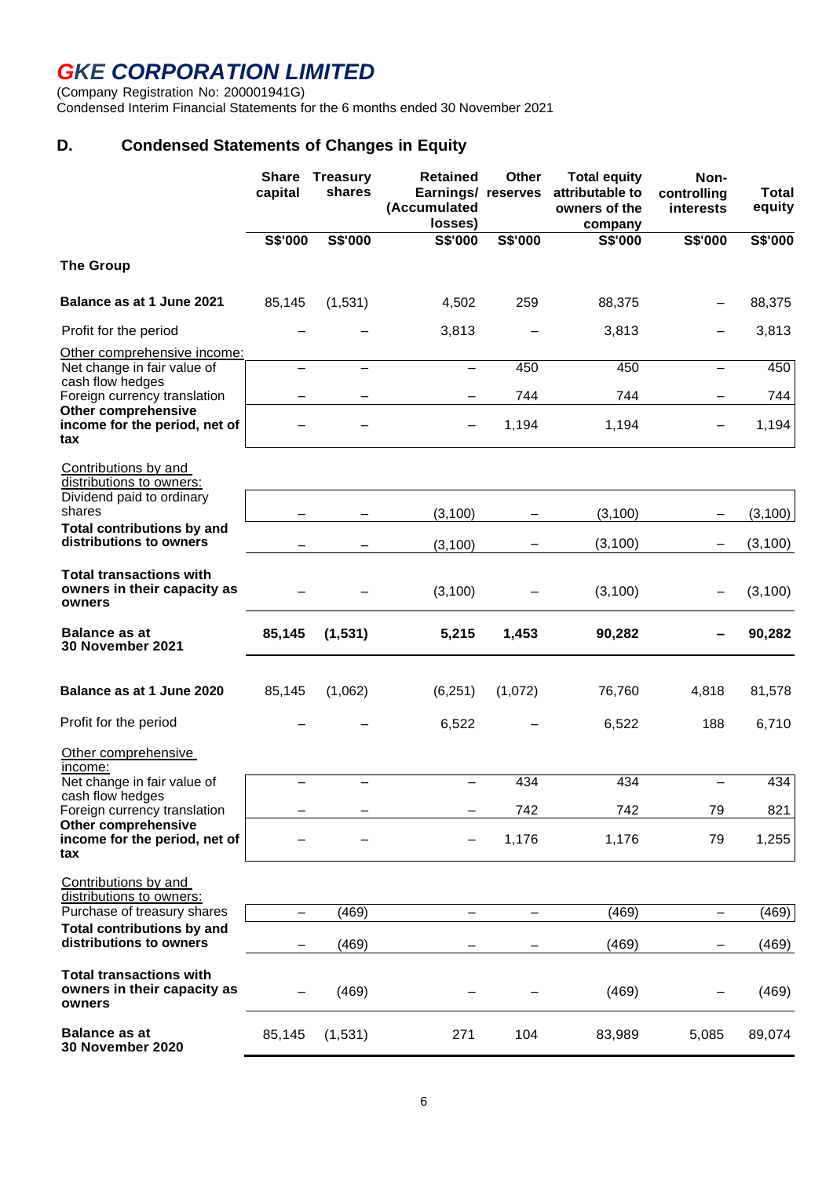# GKE CORPORATION LIMITED

(Company Registration No: 200001941G)
Condensed Interim Financial Statements for the 6 months ended 30 November 2021

## D. Condensed Statements of Changes in Equity

| | Share capital | Treasury shares | Retained Earnings/ (Accumulated losses) | Other reserves | Total equity attributable to owners of the company | Non-controlling interests | Total equity |
|---|---|---|---|---|---|---|---|
| | S$'000 | S$'000 | S$'000 | S$'000 | S$'000 | S$'000 | S$'000 |
| **The Group** | | | | | | | |
| **Balance as at 1 June 2021** | 85,145 | (1,531) | 4,502 | 259 | 88,375 | – | 88,375 |
| Profit for the period | – | – | 3,813 | – | 3,813 | – | 3,813 |
| Other comprehensive income: | | | | | | | |
| Net change in fair value of cash flow hedges | – | – | – | 450 | 450 | – | 450 |
| Foreign currency translation | – | – | – | 744 | 744 | – | 744 |
| **Other comprehensive income for the period, net of tax** | – | – | – | 1,194 | 1,194 | – | 1,194 |
| Contributions by and distributions to owners: | | | | | | | |
| Dividend paid to ordinary shares | – | – | (3,100) | – | (3,100) | – | (3,100) |
| **Total contributions by and distributions to owners** | – | – | (3,100) | – | (3,100) | – | (3,100) |
| **Total transactions with owners in their capacity as owners** | – | – | (3,100) | – | (3,100) | – | (3,100) |
| **Balance as at 30 November 2021** | **85,145** | **(1,531)** | **5,215** | **1,453** | **90,282** | **–** | **90,282** |
| **Balance as at 1 June 2020** | 85,145 | (1,062) | (6,251) | (1,072) | 76,760 | 4,818 | 81,578 |
| Profit for the period | – | – | 6,522 | – | 6,522 | 188 | 6,710 |
| Other comprehensive income: | | | | | | | |
| Net change in fair value of cash flow hedges | – | – | – | 434 | 434 | – | 434 |
| Foreign currency translation | – | – | – | 742 | 742 | 79 | 821 |
| **Other comprehensive income for the period, net of tax** | – | – | – | 1,176 | 1,176 | 79 | 1,255 |
| Contributions by and distributions to owners: | | | | | | | |
| Purchase of treasury shares | – | (469) | – | – | (469) | – | (469) |
| **Total contributions by and distributions to owners** | – | (469) | – | – | (469) | – | (469) |
| **Total transactions with owners in their capacity as owners** | – | (469) | – | – | (469) | – | (469) |
| **Balance as at 30 November 2020** | 85,145 | (1,531) | 271 | 104 | 83,989 | 5,085 | 89,074 |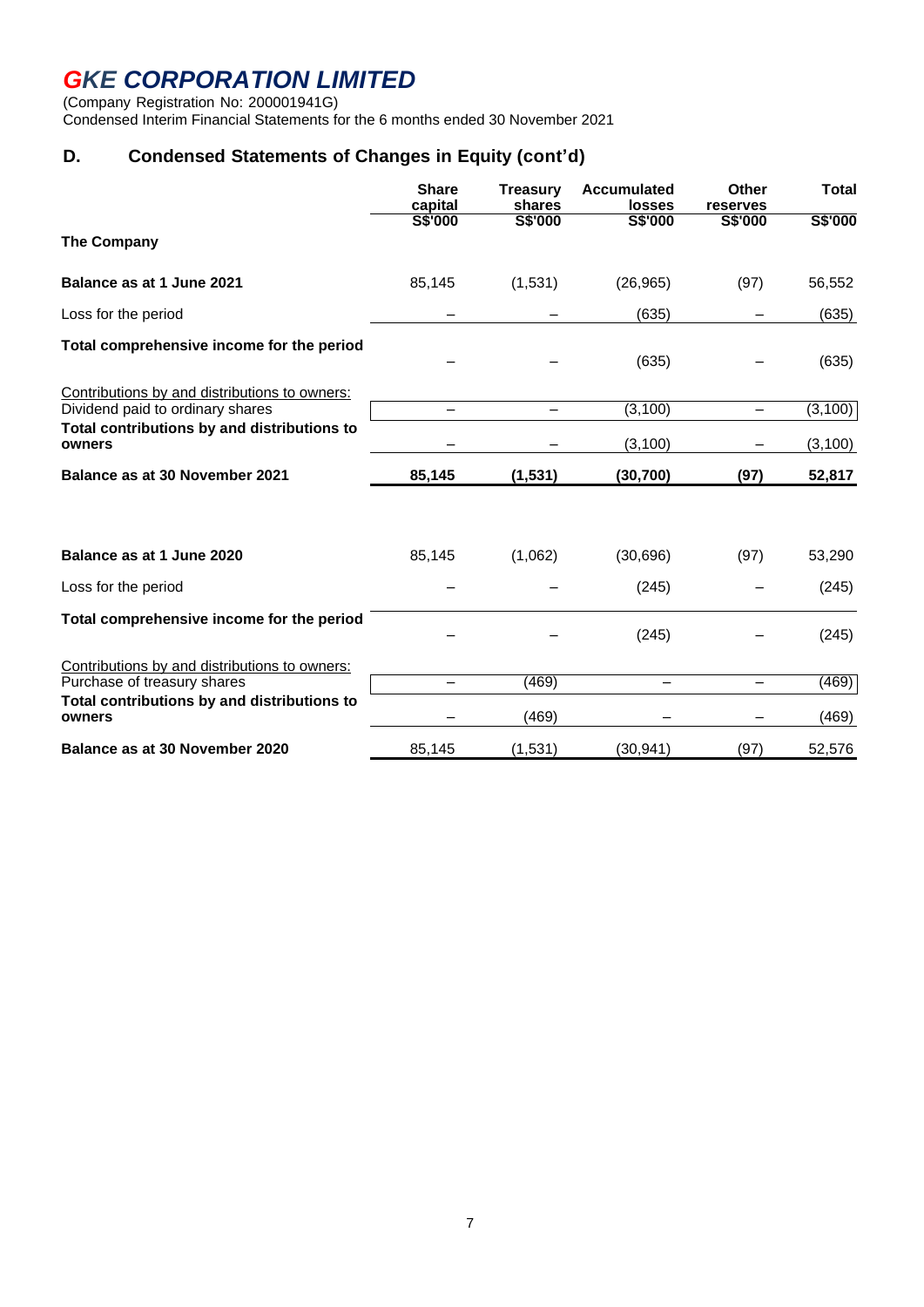# GKE CORPORATION LIMITED

(Company Registration No: 200001941G)
Condensed Interim Financial Statements for the 6 months ended 30 November 2021

## D. Condensed Statements of Changes in Equity (cont'd)

| | Share capital | Treasury shares | Accumulated losses | Other reserves | Total |
|---|---|---|---|---|---|
| | S$'000 | S$'000 | S$'000 | S$'000 | S$'000 |
| **The Company** | | | | | |
| **Balance as at 1 June 2021** | 85,145 | (1,531) | (26,965) | (97) | 56,552 |
| Loss for the period | – | – | (635) | – | (635) |
| **Total comprehensive income for the period** | – | – | (635) | – | (635) |
| Contributions by and distributions to owners: | | | | | |
| Dividend paid to ordinary shares | – | – | (3,100) | – | (3,100) |
| **Total contributions by and distributions to owners** | – | – | (3,100) | – | (3,100) |
| **Balance as at 30 November 2021** | **85,145** | **(1,531)** | **(30,700)** | **(97)** | **52,817** |
| | | | | | |
| **Balance as at 1 June 2020** | 85,145 | (1,062) | (30,696) | (97) | 53,290 |
| Loss for the period | – | – | (245) | – | (245) |
| **Total comprehensive income for the period** | – | – | (245) | – | (245) |
| Contributions by and distributions to owners: | | | | | |
| Purchase of treasury shares | – | (469) | – | – | (469) |
| **Total contributions by and distributions to owners** | – | (469) | – | – | (469) |
| **Balance as at 30 November 2020** | 85,145 | (1,531) | (30,941) | (97) | 52,576 |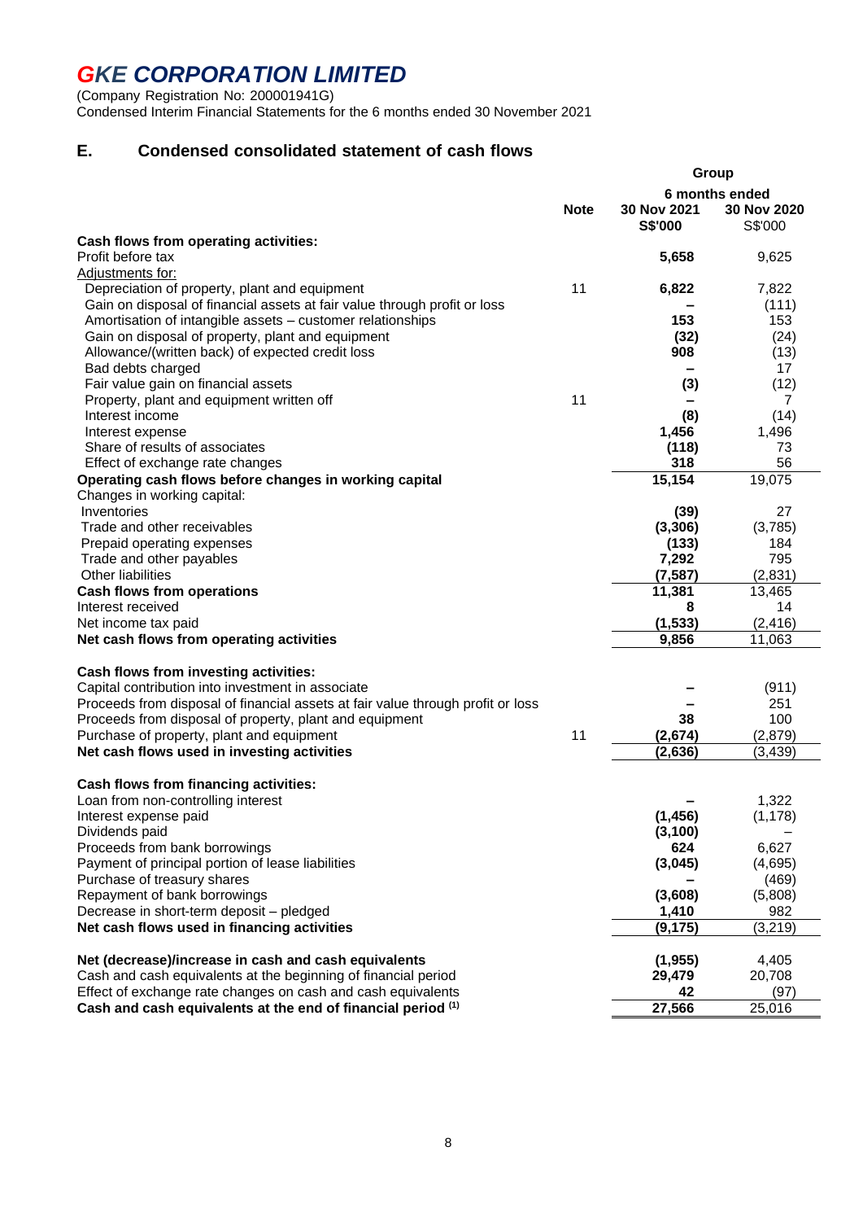# GKE CORPORATION LIMITED

(Company Registration No: 200001941G)
Condensed Interim Financial Statements for the 6 months ended 30 November 2021

## E. Condensed consolidated statement of cash flows

| | Note | Group | |
|---|---|---|---|
| | | **6 months ended** | |
| | | **30 Nov 2021** | **30 Nov 2020** |
| | | **S$'000** | S$'000 |
| **Cash flows from operating activities:** | | | |
| Profit before tax | | **5,658** | 9,625 |
| Adjustments for: | | | |
| Depreciation of property, plant and equipment | 11 | **6,822** | 7,822 |
| Gain on disposal of financial assets at fair value through profit or loss | | **–** | (111) |
| Amortisation of intangible assets – customer relationships | | **153** | 153 |
| Gain on disposal of property, plant and equipment | | **(32)** | (24) |
| Allowance/(written back) of expected credit loss | | **908** | (13) |
| Bad debts charged | | **–** | 17 |
| Fair value gain on financial assets | | **(3)** | (12) |
| Property, plant and equipment written off | 11 | **–** | 7 |
| Interest income | | **(8)** | (14) |
| Interest expense | | **1,456** | 1,496 |
| Share of results of associates | | **(118)** | 73 |
| Effect of exchange rate changes | | **318** | 56 |
| **Operating cash flows before changes in working capital** | | **15,154** | 19,075 |
| Changes in working capital: | | | |
| Inventories | | **(39)** | 27 |
| Trade and other receivables | | **(3,306)** | (3,785) |
| Prepaid operating expenses | | **(133)** | 184 |
| Trade and other payables | | **7,292** | 795 |
| Other liabilities | | **(7,587)** | (2,831) |
| **Cash flows from operations** | | **11,381** | 13,465 |
| Interest received | | **8** | 14 |
| Net income tax paid | | **(1,533)** | (2,416) |
| **Net cash flows from operating activities** | | **9,856** | 11,063 |
| | | | |
| **Cash flows from investing activities:** | | | |
| Capital contribution into investment in associate | | **–** | (911) |
| Proceeds from disposal of financial assets at fair value through profit or loss | | **–** | 251 |
| Proceeds from disposal of property, plant and equipment | | **38** | 100 |
| Purchase of property, plant and equipment | 11 | **(2,674)** | (2,879) |
| **Net cash flows used in investing activities** | | **(2,636)** | (3,439) |
| | | | |
| **Cash flows from financing activities:** | | | |
| Loan from non-controlling interest | | **–** | 1,322 |
| Interest expense paid | | **(1,456)** | (1,178) |
| Dividends paid | | **(3,100)** | – |
| Proceeds from bank borrowings | | **624** | 6,627 |
| Payment of principal portion of lease liabilities | | **(3,045)** | (4,695) |
| Purchase of treasury shares | | **–** | (469) |
| Repayment of bank borrowings | | **(3,608)** | (5,808) |
| Decrease in short-term deposit – pledged | | **1,410** | 982 |
| **Net cash flows used in financing activities** | | **(9,175)** | (3,219) |
| | | | |
| **Net (decrease)/increase in cash and cash equivalents** | | **(1,955)** | 4,405 |
| Cash and cash equivalents at the beginning of financial period | | **29,479** | 20,708 |
| Effect of exchange rate changes on cash and cash equivalents | | **42** | (97) |
| **Cash and cash equivalents at the end of financial period [(1)]** | | **27,566** | 25,016 |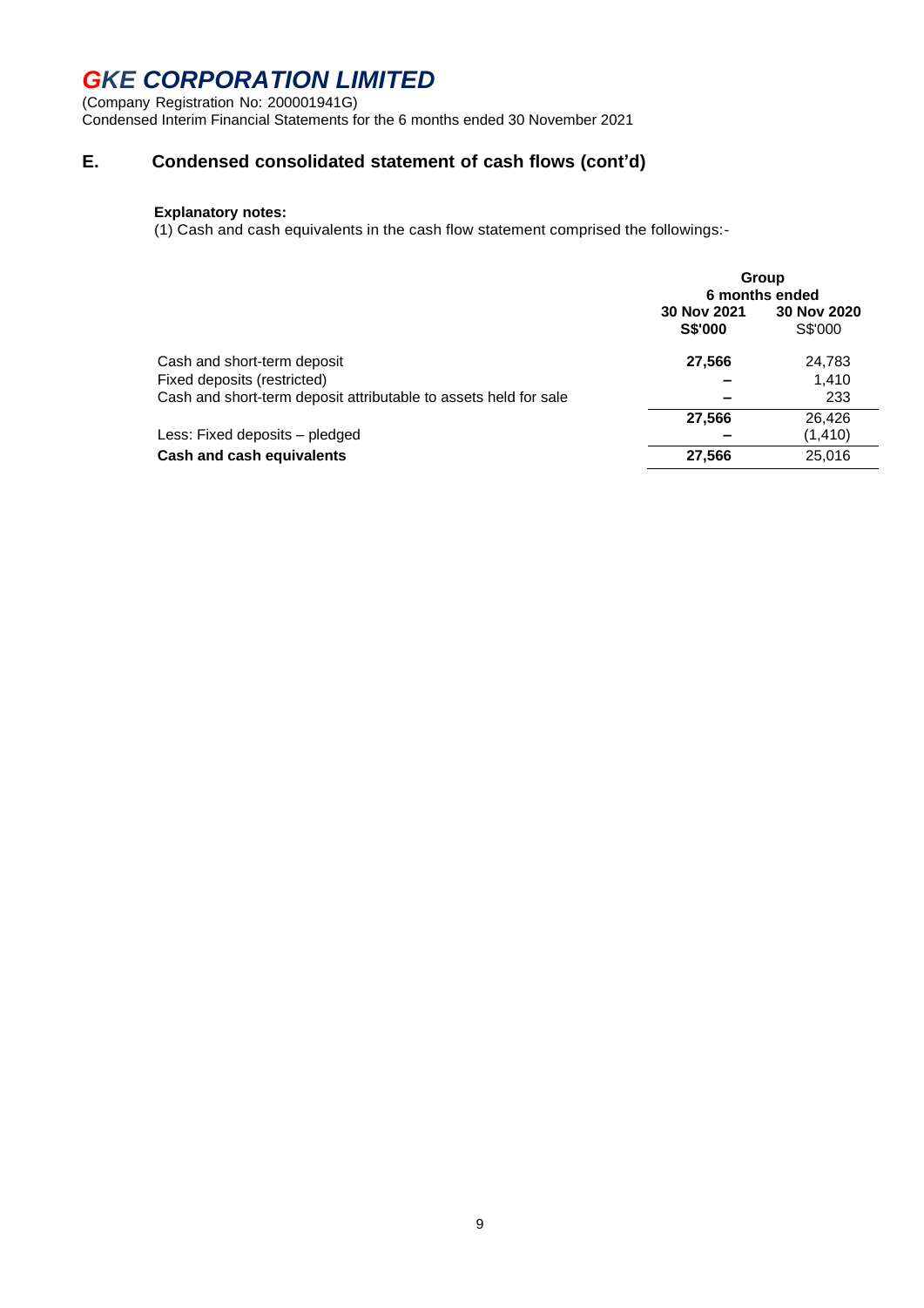# GKE CORPORATION LIMITED

(Company Registration No: 200001941G)
Condensed Interim Financial Statements for the 6 months ended 30 November 2021

## E. Condensed consolidated statement of cash flows (cont'd)

**Explanatory notes:**
(1) Cash and cash equivalents in the cash flow statement comprised the followings:-

| | Group | |
|---|---|---|
| | 6 months ended | |
| | **30 Nov 2021** | **30 Nov 2020** |
| | **S$'000** | S$'000 |
| Cash and short-term deposit | **27,566** | 24,783 |
| Fixed deposits (restricted) | **–** | 1,410 |
| Cash and short-term deposit attributable to assets held for sale | **–** | 233 |
| | **27,566** | 26,426 |
| Less: Fixed deposits – pledged | **–** | (1,410) |
| **Cash and cash equivalents** | **27,566** | 25,016 |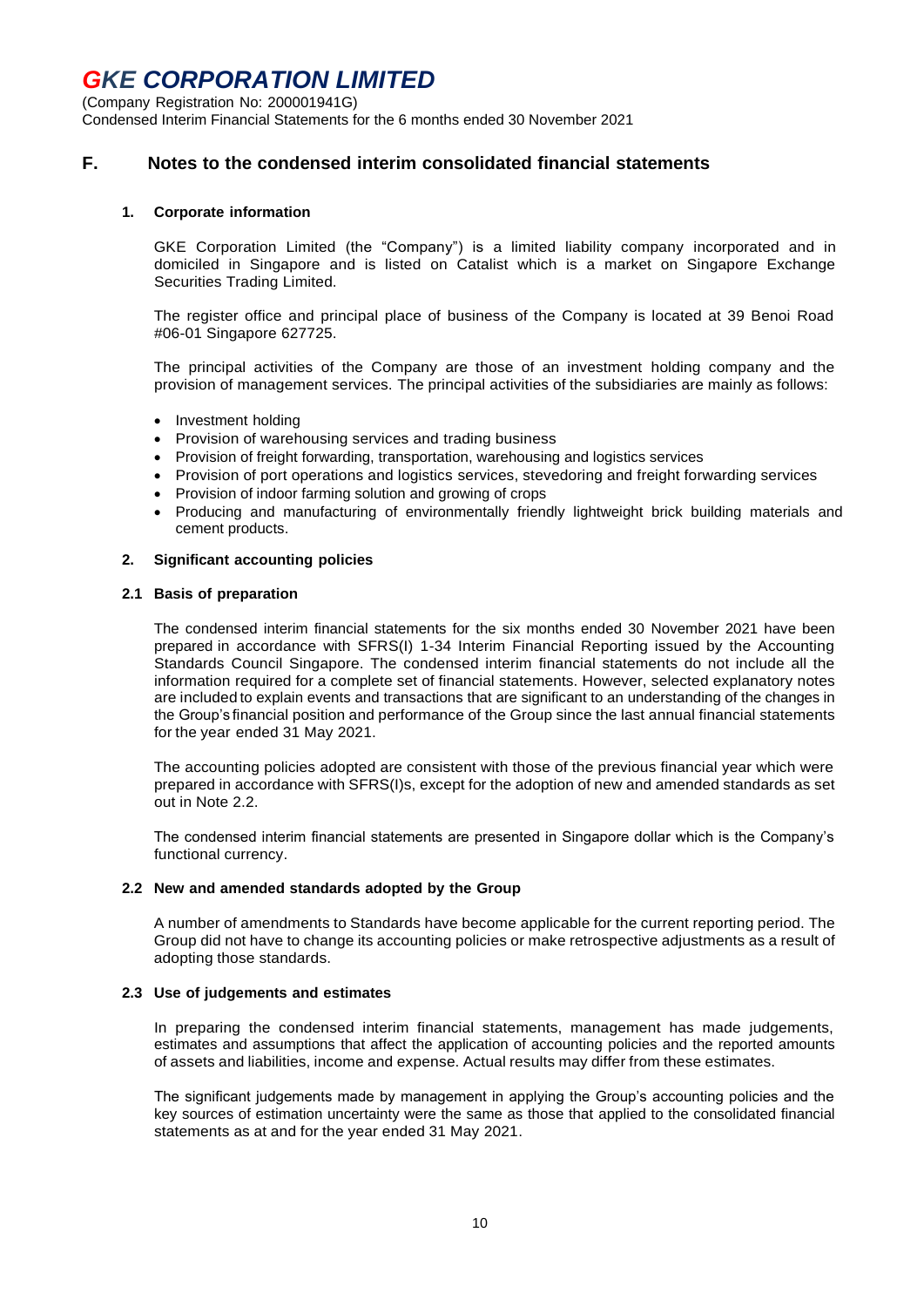## F. Notes to the condensed interim consolidated financial statements

### 1. Corporate information

GKE Corporation Limited (the "Company") is a limited liability company incorporated and in domiciled in Singapore and is listed on Catalist which is a market on Singapore Exchange Securities Trading Limited.

The register office and principal place of business of the Company is located at 39 Benoi Road #06-01 Singapore 627725.

The principal activities of the Company are those of an investment holding company and the provision of management services. The principal activities of the subsidiaries are mainly as follows:

- Investment holding
- Provision of warehousing services and trading business
- Provision of freight forwarding, transportation, warehousing and logistics services
- Provision of port operations and logistics services, stevedoring and freight forwarding services
- Provision of indoor farming solution and growing of crops
- Producing and manufacturing of environmentally friendly lightweight brick building materials and cement products.

### 2. Significant accounting policies

#### 2.1 Basis of preparation

The condensed interim financial statements for the six months ended 30 November 2021 have been prepared in accordance with SFRS(I) 1-34 Interim Financial Reporting issued by the Accounting Standards Council Singapore. The condensed interim financial statements do not include all the information required for a complete set of financial statements. However, selected explanatory notes are included to explain events and transactions that are significant to an understanding of the changes in the Group's financial position and performance of the Group since the last annual financial statements for the year ended 31 May 2021.

The accounting policies adopted are consistent with those of the previous financial year which were prepared in accordance with SFRS(I)s, except for the adoption of new and amended standards as set out in Note 2.2.

The condensed interim financial statements are presented in Singapore dollar which is the Company's functional currency.

#### 2.2 New and amended standards adopted by the Group

A number of amendments to Standards have become applicable for the current reporting period. The Group did not have to change its accounting policies or make retrospective adjustments as a result of adopting those standards.

#### 2.3 Use of judgements and estimates

In preparing the condensed interim financial statements, management has made judgements, estimates and assumptions that affect the application of accounting policies and the reported amounts of assets and liabilities, income and expense. Actual results may differ from these estimates.

The significant judgements made by management in applying the Group's accounting policies and the key sources of estimation uncertainty were the same as those that applied to the consolidated financial statements as at and for the year ended 31 May 2021.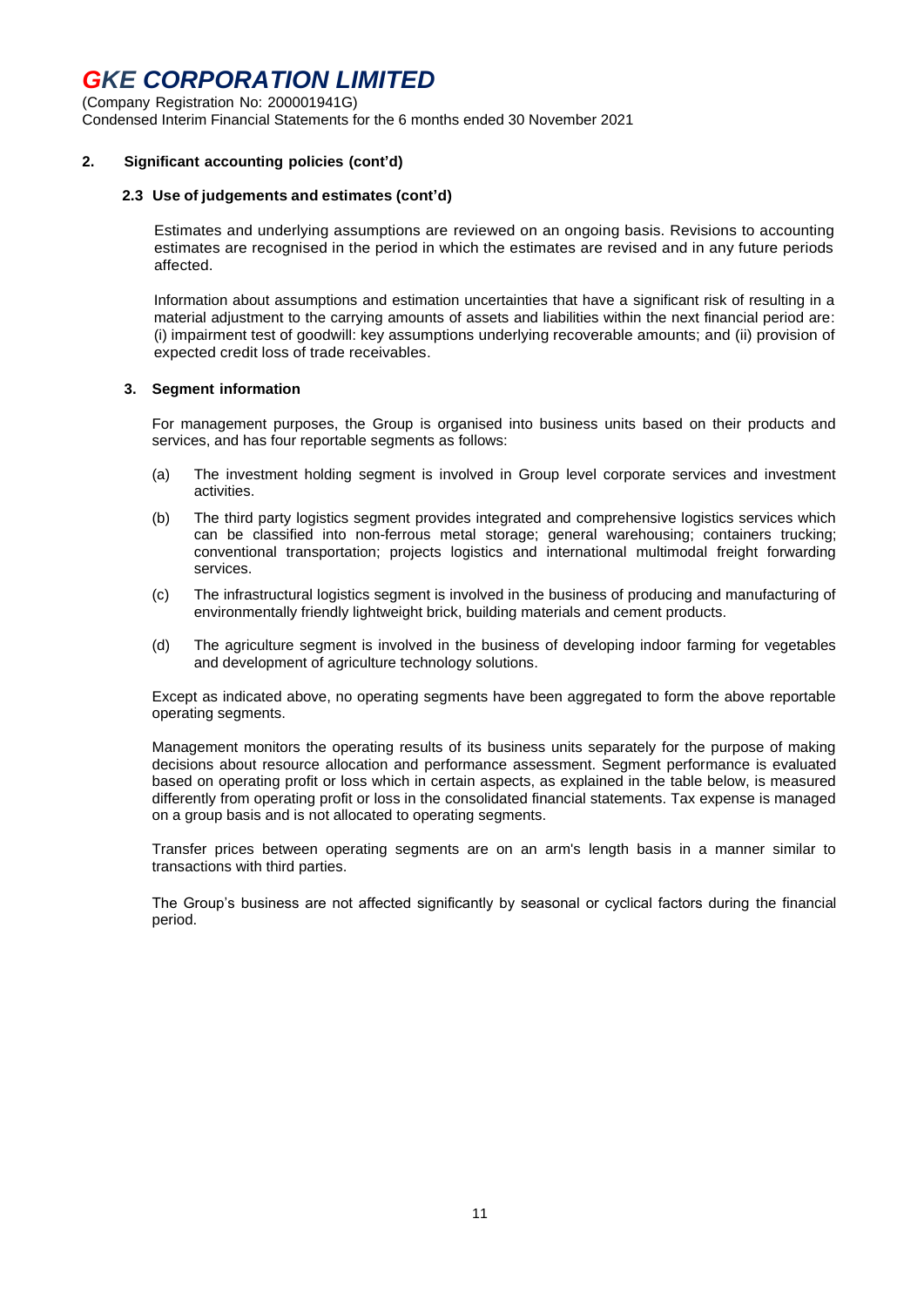## 2. Significant accounting policies (cont'd)

### 2.3 Use of judgements and estimates (cont'd)

Estimates and underlying assumptions are reviewed on an ongoing basis. Revisions to accounting estimates are recognised in the period in which the estimates are revised and in any future periods affected.

Information about assumptions and estimation uncertainties that have a significant risk of resulting in a material adjustment to the carrying amounts of assets and liabilities within the next financial period are: (i) impairment test of goodwill: key assumptions underlying recoverable amounts; and (ii) provision of expected credit loss of trade receivables.

## 3. Segment information

For management purposes, the Group is organised into business units based on their products and services, and has four reportable segments as follows:

(a) The investment holding segment is involved in Group level corporate services and investment activities.

(b) The third party logistics segment provides integrated and comprehensive logistics services which can be classified into non-ferrous metal storage; general warehousing; containers trucking; conventional transportation; projects logistics and international multimodal freight forwarding services.

(c) The infrastructural logistics segment is involved in the business of producing and manufacturing of environmentally friendly lightweight brick, building materials and cement products.

(d) The agriculture segment is involved in the business of developing indoor farming for vegetables and development of agriculture technology solutions.

Except as indicated above, no operating segments have been aggregated to form the above reportable operating segments.

Management monitors the operating results of its business units separately for the purpose of making decisions about resource allocation and performance assessment. Segment performance is evaluated based on operating profit or loss which in certain aspects, as explained in the table below, is measured differently from operating profit or loss in the consolidated financial statements. Tax expense is managed on a group basis and is not allocated to operating segments.

Transfer prices between operating segments are on an arm's length basis in a manner similar to transactions with third parties.

The Group's business are not affected significantly by seasonal or cyclical factors during the financial period.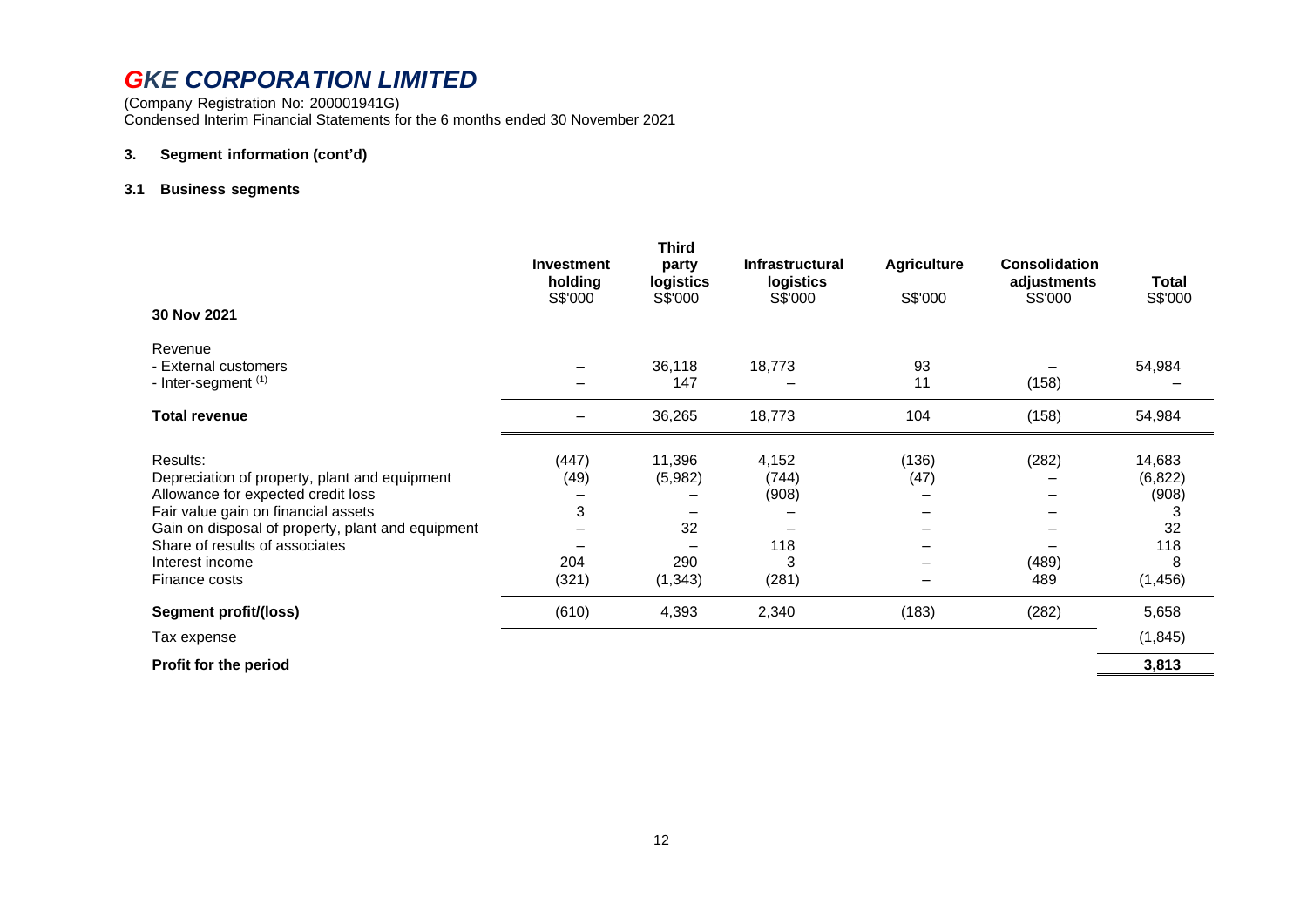# GKE CORPORATION LIMITED

(Company Registration No: 200001941G)
Condensed Interim Financial Statements for the 6 months ended 30 November 2021

## 3. Segment information (cont'd)

### 3.1 Business segments

| 30 Nov 2021 | Investment holding S$'000 | Third party logistics S$'000 | Infrastructural logistics S$'000 | Agriculture S$'000 | Consolidation adjustments S$'000 | Total S$'000 |
|---|---|---|---|---|---|---|
| Revenue | | | | | | |
| - External customers | – | 36,118 | 18,773 | 93 | – | 54,984 |
| - Inter-segment [(1)] | – | 147 | – | 11 | (158) | – |
| **Total revenue** | – | 36,265 | 18,773 | 104 | (158) | 54,984 |
| Results: | (447) | 11,396 | 4,152 | (136) | (282) | 14,683 |
| Depreciation of property, plant and equipment | (49) | (5,982) | (744) | (47) | – | (6,822) |
| Allowance for expected credit loss | – | – | (908) | – | – | (908) |
| Fair value gain on financial assets | 3 | – | – | – | – | 3 |
| Gain on disposal of property, plant and equipment | – | 32 | – | – | – | 32 |
| Share of results of associates | – | – | 118 | – | – | 118 |
| Interest income | 204 | 290 | 3 | – | (489) | 8 |
| Finance costs | (321) | (1,343) | (281) | – | 489 | (1,456) |
| **Segment profit/(loss)** | (610) | 4,393 | 2,340 | (183) | (282) | 5,658 |
| Tax expense | | | | | | (1,845) |
| **Profit for the period** | | | | | | **3,813** |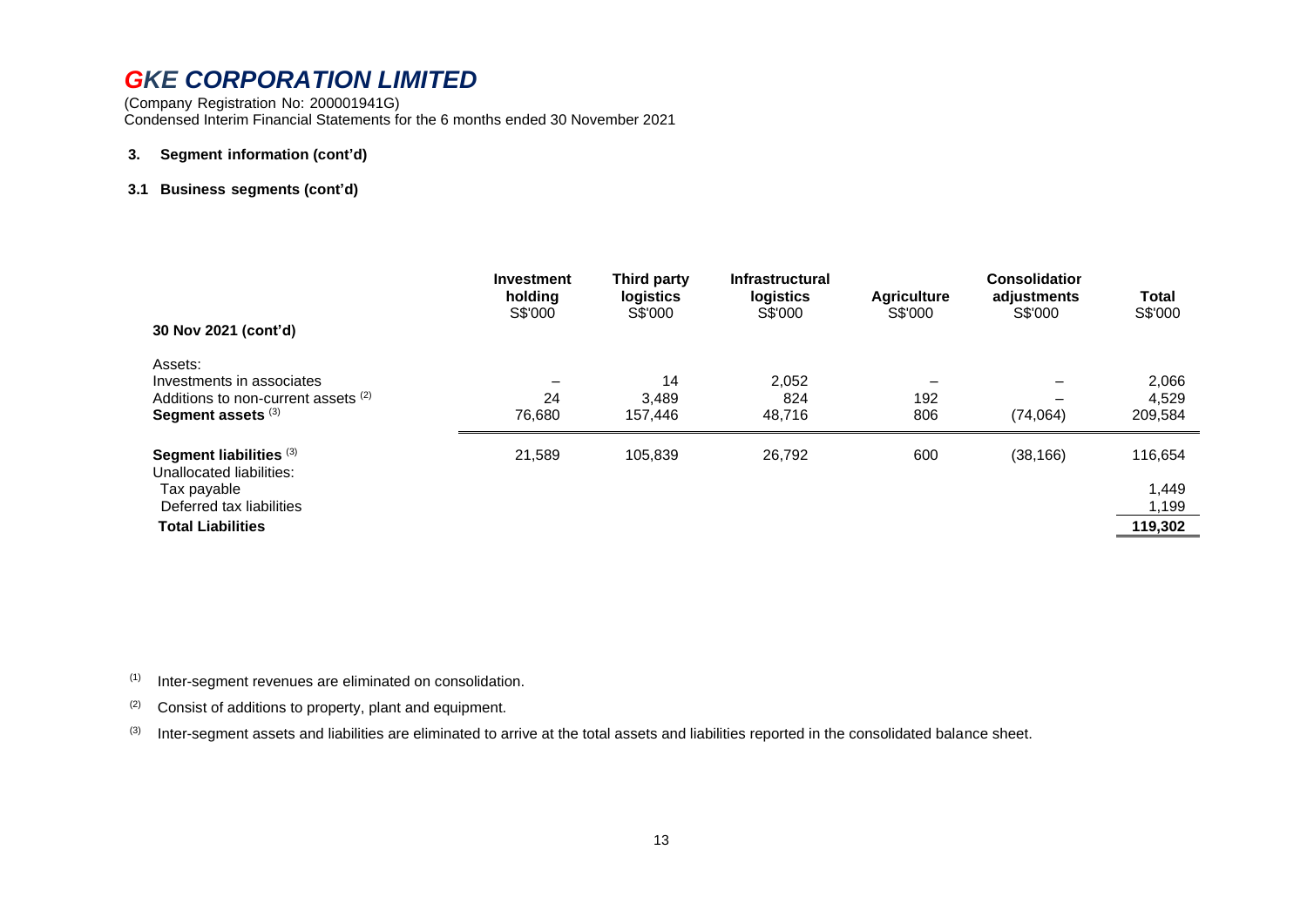# GKE CORPORATION LIMITED

(Company Registration No: 200001941G)
Condensed Interim Financial Statements for the 6 months ended 30 November 2021

**3. Segment information (cont'd)**

**3.1 Business segments (cont'd)**

| 30 Nov 2021 (cont'd) | Investment holding S$'000 | Third party logistics S$'000 | Infrastructural logistics S$'000 | Agriculture S$'000 | Consolidatior adjustments S$'000 | Total S$'000 |
|---|---|---|---|---|---|---|
| Assets: | | | | | | |
| Investments in associates | – | 14 | 2,052 | – | – | 2,066 |
| Additions to non-current assets [(2)] | 24 | 3,489 | 824 | 192 | – | 4,529 |
| **Segment assets** [(3)] | 76,680 | 157,446 | 48,716 | 806 | (74,064) | 209,584 |
| **Segment liabilities** [(3)] | 21,589 | 105,839 | 26,792 | 600 | (38,166) | 116,654 |
| Unallocated liabilities: | | | | | | |
| Tax payable | | | | | | 1,449 |
| Deferred tax liabilities | | | | | | 1,199 |
| **Total Liabilities** | | | | | | **119,302** |

[(1)] Inter-segment revenues are eliminated on consolidation.

[(2)] Consist of additions to property, plant and equipment.

[(3)] Inter-segment assets and liabilities are eliminated to arrive at the total assets and liabilities reported in the consolidated balance sheet.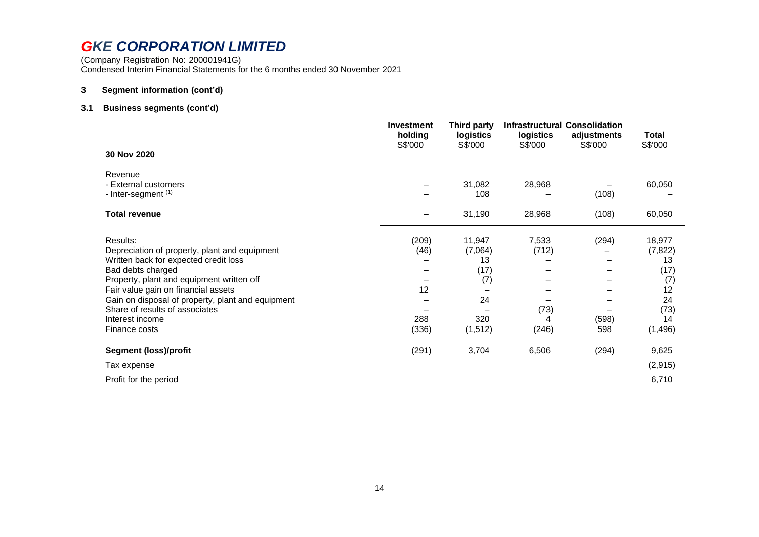# GKE CORPORATION LIMITED

(Company Registration No: 200001941G)
Condensed Interim Financial Statements for the 6 months ended 30 November 2021

## 3 Segment information (cont'd)

### 3.1 Business segments (cont'd)

| 30 Nov 2020 | Investment holding S$'000 | Third party logistics S$'000 | Infrastructural logistics S$'000 | Consolidation adjustments S$'000 | Total S$'000 |
|---|---|---|---|---|---|
| Revenue | | | | | |
| - External customers | – | 31,082 | 28,968 | – | 60,050 |
| - Inter-segment (1) | – | 108 | – | (108) | – |
| **Total revenue** | – | 31,190 | 28,968 | (108) | 60,050 |
| Results: | (209) | 11,947 | 7,533 | (294) | 18,977 |
| Depreciation of property, plant and equipment | (46) | (7,064) | (712) | – | (7,822) |
| Written back for expected credit loss | – | 13 | – | – | 13 |
| Bad debts charged | – | (17) | – | – | (17) |
| Property, plant and equipment written off | – | (7) | – | – | (7) |
| Fair value gain on financial assets | 12 | – | – | – | 12 |
| Gain on disposal of property, plant and equipment | – | 24 | – | – | 24 |
| Share of results of associates | – | – | (73) | – | (73) |
| Interest income | 288 | 320 | 4 | (598) | 14 |
| Finance costs | (336) | (1,512) | (246) | 598 | (1,496) |
| **Segment (loss)/profit** | (291) | 3,704 | 6,506 | (294) | 9,625 |
| Tax expense | | | | | (2,915) |
| Profit for the period | | | | | 6,710 |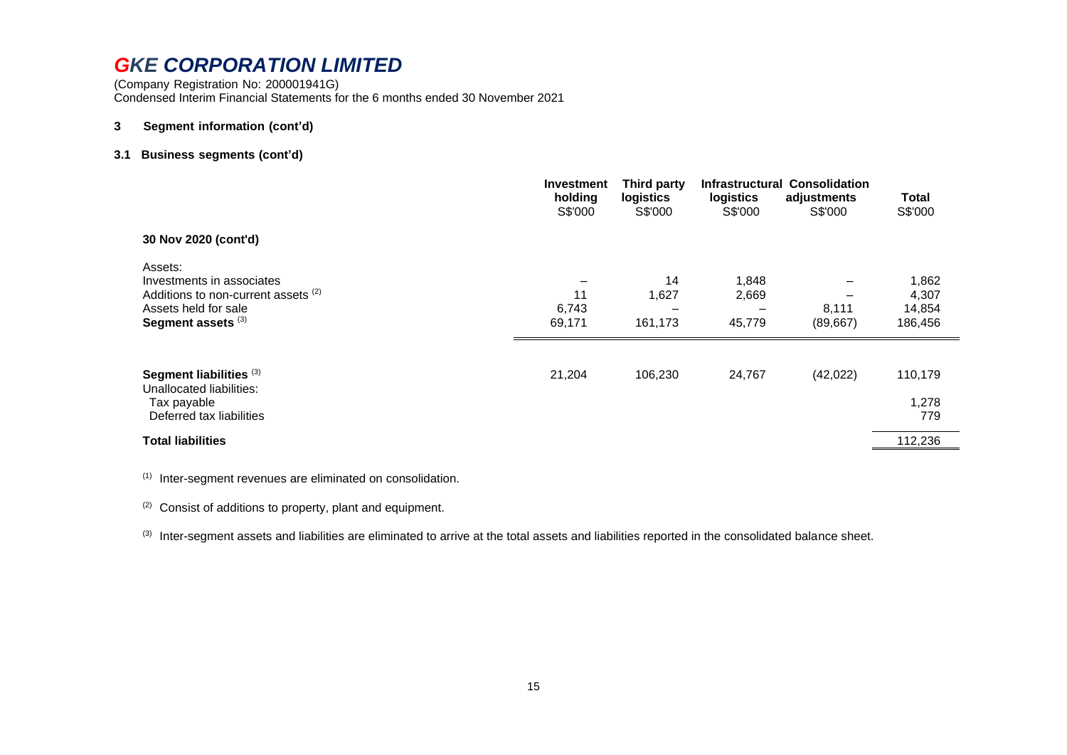# GKE CORPORATION LIMITED

(Company Registration No: 200001941G)
Condensed Interim Financial Statements for the 6 months ended 30 November 2021

### 3 Segment information (cont'd)

### 3.1 Business segments (cont'd)

| | Investment holding S$'000 | Third party logistics S$'000 | Infrastructural logistics S$'000 | Consolidation adjustments S$'000 | Total S$'000 |
|---|---|---|---|---|---|
| **30 Nov 2020 (cont'd)** | | | | | |
| Assets: | | | | | |
| Investments in associates | – | 14 | 1,848 | – | 1,862 |
| Additions to non-current assets [(2)] | 11 | 1,627 | 2,669 | – | 4,307 |
| Assets held for sale | 6,743 | – | – | 8,111 | 14,854 |
| **Segment assets** [(3)] | 69,171 | 161,173 | 45,779 | (89,667) | 186,456 |
| | | | | | |
| **Segment liabilities** [(3)] | 21,204 | 106,230 | 24,767 | (42,022) | 110,179 |
| Unallocated liabilities: | | | | | |
| Tax payable | | | | | 1,278 |
| Deferred tax liabilities | | | | | 779 |
| **Total liabilities** | | | | | 112,236 |

[(1)] Inter-segment revenues are eliminated on consolidation.

[(2)] Consist of additions to property, plant and equipment.

[(3)] Inter-segment assets and liabilities are eliminated to arrive at the total assets and liabilities reported in the consolidated balance sheet.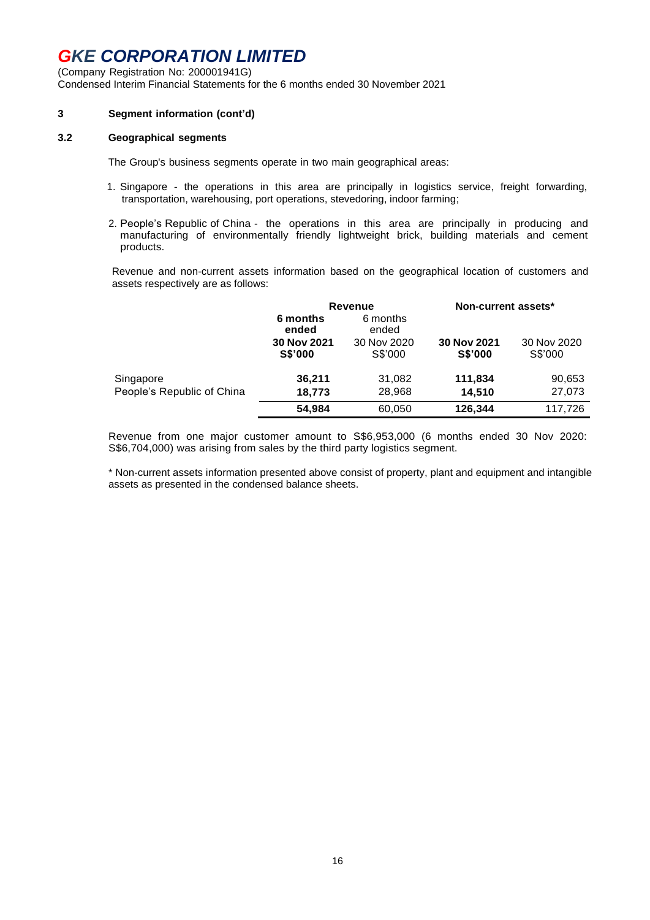### 3 Segment information (cont'd)

### 3.2 Geographical segments

The Group's business segments operate in two main geographical areas:

1. Singapore - the operations in this area are principally in logistics service, freight forwarding, transportation, warehousing, port operations, stevedoring, indoor farming;
2. People's Republic of China - the operations in this area are principally in producing and manufacturing of environmentally friendly lightweight brick, building materials and cement products.

Revenue and non-current assets information based on the geographical location of customers and assets respectively are as follows:

| | Revenue | | Non-current assets* | |
|---|---|---|---|---|
| | **6 months ended 30 Nov 2021 S$'000** | 6 months ended 30 Nov 2020 S$'000 | **30 Nov 2021 S$'000** | 30 Nov 2020 S$'000 |
| Singapore | **36,211** | 31,082 | **111,834** | 90,653 |
| People's Republic of China | **18,773** | 28,968 | **14,510** | 27,073 |
| | **54,984** | 60,050 | **126,344** | 117,726 |

Revenue from one major customer amount to S$6,953,000 (6 months ended 30 Nov 2020: S$6,704,000) was arising from sales by the third party logistics segment.

* Non-current assets information presented above consist of property, plant and equipment and intangible assets as presented in the condensed balance sheets.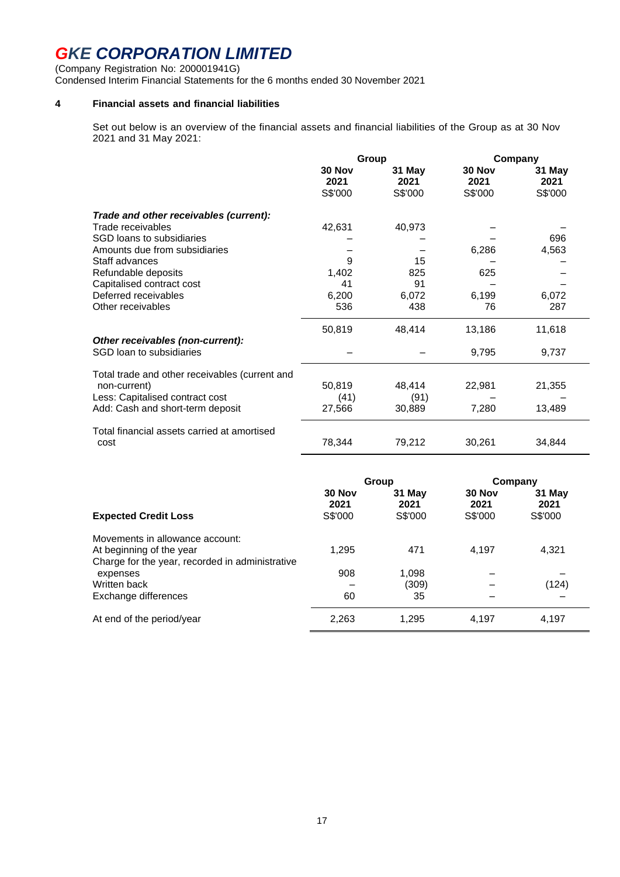# GKE CORPORATION LIMITED

(Company Registration No: 200001941G)
Condensed Interim Financial Statements for the 6 months ended 30 November 2021

## 4 Financial assets and financial liabilities

Set out below is an overview of the financial assets and financial liabilities of the Group as at 30 Nov 2021 and 31 May 2021:

| | Group | | Company | |
|---|---|---|---|---|
| | 30 Nov 2021 S$'000 | 31 May 2021 S$'000 | 30 Nov 2021 S$'000 | 31 May 2021 S$'000 |
| ***Trade and other receivables (current):*** | | | | |
| Trade receivables | 42,631 | 40,973 | – | – |
| SGD loans to subsidiaries | – | – | – | 696 |
| Amounts due from subsidiaries | – | – | 6,286 | 4,563 |
| Staff advances | 9 | 15 | – | – |
| Refundable deposits | 1,402 | 825 | 625 | – |
| Capitalised contract cost | 41 | 91 | – | – |
| Deferred receivables | 6,200 | 6,072 | 6,199 | 6,072 |
| Other receivables | 536 | 438 | 76 | 287 |
| | 50,819 | 48,414 | 13,186 | 11,618 |
| ***Other receivables (non-current):*** | | | | |
| SGD loan to subsidiaries | – | – | 9,795 | 9,737 |
| Total trade and other receivables (current and non-current) | 50,819 | 48,414 | 22,981 | 21,355 |
| Less: Capitalised contract cost | (41) | (91) | – | – |
| Add: Cash and short-term deposit | 27,566 | 30,889 | 7,280 | 13,489 |
| Total financial assets carried at amortised cost | 78,344 | 79,212 | 30,261 | 34,844 |

| | Group | | Company | |
|---|---|---|---|---|
| **Expected Credit Loss** | 30 Nov 2021 S$'000 | 31 May 2021 S$'000 | 30 Nov 2021 S$'000 | 31 May 2021 S$'000 |
| Movements in allowance account: | | | | |
| At beginning of the year | 1,295 | 471 | 4,197 | 4,321 |
| Charge for the year, recorded in administrative expenses | 908 | 1,098 | – | – |
| Written back | – | (309) | – | (124) |
| Exchange differences | 60 | 35 | – | – |
| At end of the period/year | 2,263 | 1,295 | 4,197 | 4,197 |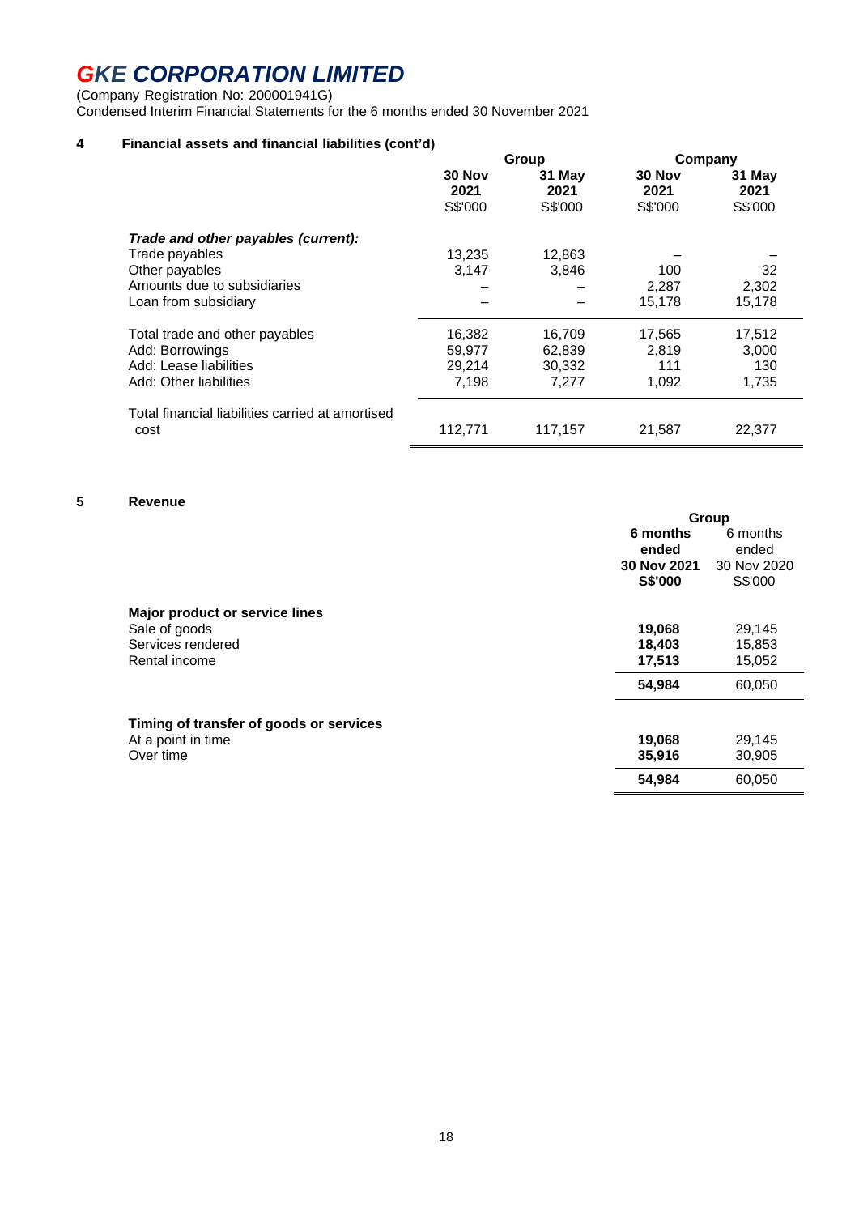# GKE CORPORATION LIMITED

(Company Registration No: 200001941G)
Condensed Interim Financial Statements for the 6 months ended 30 November 2021

## 4 Financial assets and financial liabilities (cont'd)

| | Group | | Company | |
|---|---|---|---|---|
| | **30 Nov 2021** | **31 May 2021** | **30 Nov 2021** | **31 May 2021** |
| | S$'000 | S$'000 | S$'000 | S$'000 |
| ***Trade and other payables (current):*** | | | | |
| Trade payables | 13,235 | 12,863 | – | – |
| Other payables | 3,147 | 3,846 | 100 | 32 |
| Amounts due to subsidiaries | – | – | 2,287 | 2,302 |
| Loan from subsidiary | – | – | 15,178 | 15,178 |
| Total trade and other payables | 16,382 | 16,709 | 17,565 | 17,512 |
| Add: Borrowings | 59,977 | 62,839 | 2,819 | 3,000 |
| Add: Lease liabilities | 29,214 | 30,332 | 111 | 130 |
| Add: Other liabilities | 7,198 | 7,277 | 1,092 | 1,735 |
| Total financial liabilities carried at amortised cost | 112,771 | 117,157 | 21,587 | 22,377 |

## 5 Revenue

| | Group | |
|---|---|---|
| | **6 months ended 30 Nov 2021** | 6 months ended 30 Nov 2020 |
| | **S$'000** | S$'000 |
| **Major product or service lines** | | |
| Sale of goods | **19,068** | 29,145 |
| Services rendered | **18,403** | 15,853 |
| Rental income | **17,513** | 15,052 |
| | **54,984** | 60,050 |
| **Timing of transfer of goods or services** | | |
| At a point in time | **19,068** | 29,145 |
| Over time | **35,916** | 30,905 |
| | **54,984** | 60,050 |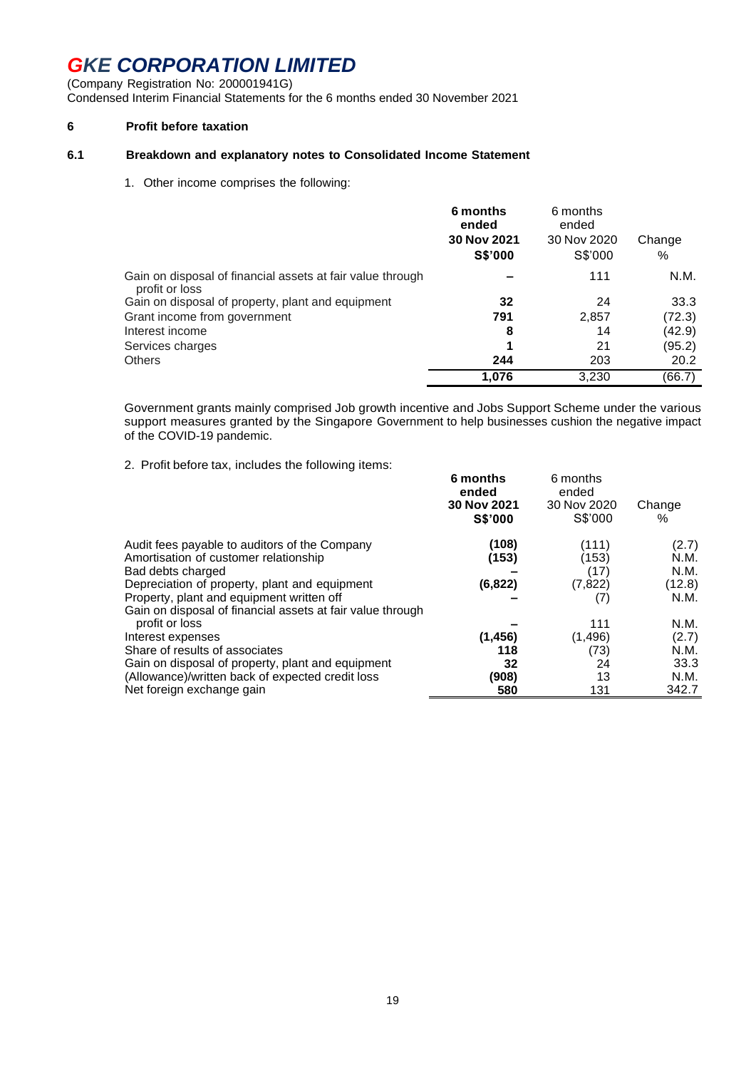# GKE CORPORATION LIMITED

(Company Registration No: 200001941G)
Condensed Interim Financial Statements for the 6 months ended 30 November 2021

## 6 Profit before taxation

### 6.1 Breakdown and explanatory notes to Consolidated Income Statement

1. Other income comprises the following:

| | **6 months ended 30 Nov 2021 S$'000** | 6 months ended 30 Nov 2020 S$'000 | Change % |
|---|---|---|---|
| Gain on disposal of financial assets at fair value through profit or loss | **–** | 111 | N.M. |
| Gain on disposal of property, plant and equipment | **32** | 24 | 33.3 |
| Grant income from government | **791** | 2,857 | (72.3) |
| Interest income | **8** | 14 | (42.9) |
| Services charges | **1** | 21 | (95.2) |
| Others | **244** | 203 | 20.2 |
| | **1,076** | 3,230 | (66.7) |

Government grants mainly comprised Job growth incentive and Jobs Support Scheme under the various support measures granted by the Singapore Government to help businesses cushion the negative impact of the COVID-19 pandemic.

2. Profit before tax, includes the following items:

| | **6 months ended 30 Nov 2021 S$'000** | 6 months ended 30 Nov 2020 S$'000 | Change % |
|---|---|---|---|
| Audit fees payable to auditors of the Company | **(108)** | (111) | (2.7) |
| Amortisation of customer relationship | **(153)** | (153) | N.M. |
| Bad debts charged | **–** | (17) | N.M. |
| Depreciation of property, plant and equipment | **(6,822)** | (7,822) | (12.8) |
| Property, plant and equipment written off | **–** | (7) | N.M. |
| Gain on disposal of financial assets at fair value through profit or loss | **–** | 111 | N.M. |
| Interest expenses | **(1,456)** | (1,496) | (2.7) |
| Share of results of associates | **118** | (73) | N.M. |
| Gain on disposal of property, plant and equipment | **32** | 24 | 33.3 |
| (Allowance)/written back of expected credit loss | **(908)** | 13 | N.M. |
| Net foreign exchange gain | **580** | 131 | 342.7 |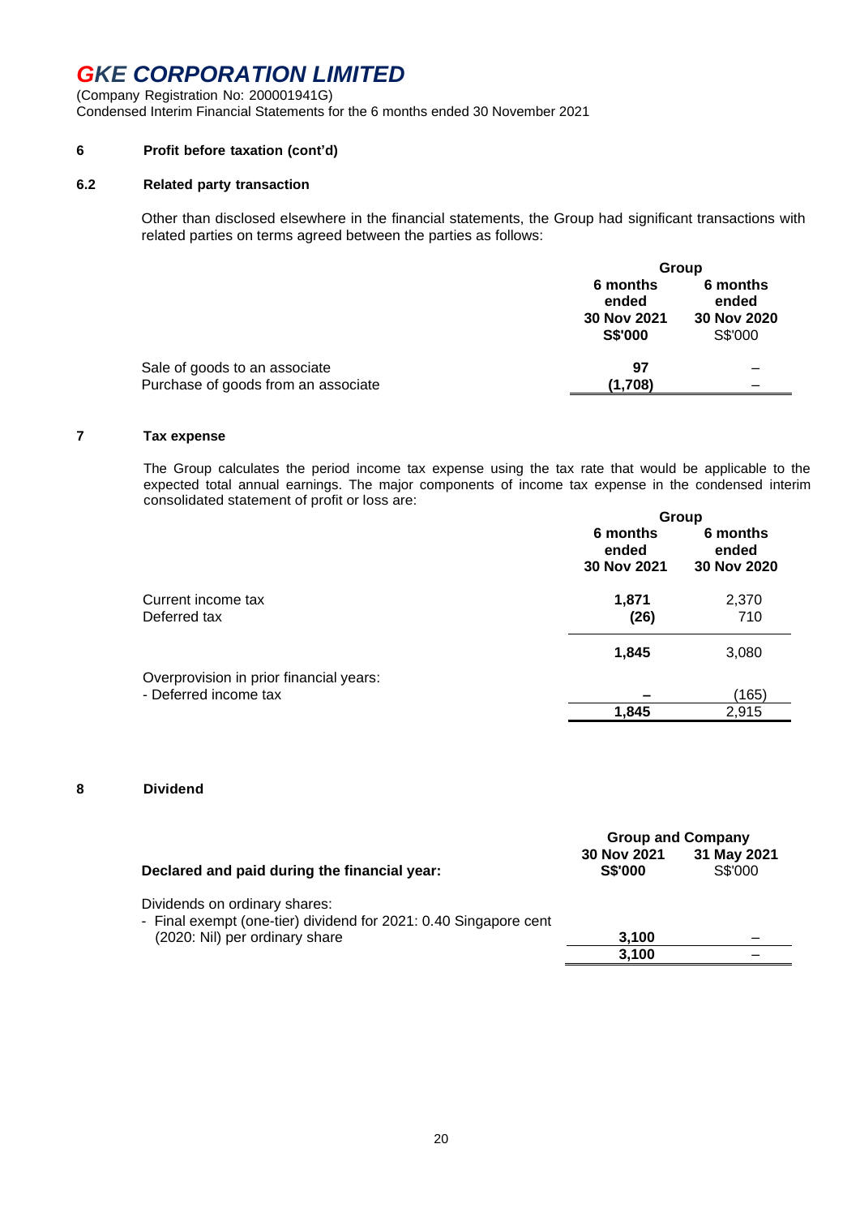# GKE CORPORATION LIMITED

(Company Registration No: 200001941G)
Condensed Interim Financial Statements for the 6 months ended 30 November 2021

## 6 Profit before taxation (cont'd)

### 6.2 Related party transaction

Other than disclosed elsewhere in the financial statements, the Group had significant transactions with related parties on terms agreed between the parties as follows:

| | Group | |
|---|---|---|
| | **6 months ended 30 Nov 2021 S$'000** | **6 months ended 30 Nov 2020** S$'000 |
| Sale of goods to an associate | **97** | – |
| Purchase of goods from an associate | **(1,708)** | – |

## 7 Tax expense

The Group calculates the period income tax expense using the tax rate that would be applicable to the expected total annual earnings. The major components of income tax expense in the condensed interim consolidated statement of profit or loss are:

| | Group | |
|---|---|---|
| | **6 months ended 30 Nov 2021** | **6 months ended 30 Nov 2020** |
| Current income tax | **1,871** | 2,370 |
| Deferred tax | **(26)** | 710 |
| | **1,845** | 3,080 |
| Overprovision in prior financial years: | | |
| - Deferred income tax | **–** | (165) |
| | **1,845** | 2,915 |

## 8 Dividend

| | Group and Company | |
|---|---|---|
| **Declared and paid during the financial year:** | **30 Nov 2021 S$'000** | **31 May 2021** S$'000 |
| Dividends on ordinary shares: | | |
| - Final exempt (one-tier) dividend for 2021: 0.40 Singapore cent (2020: Nil) per ordinary share | **3,100** | – |
| | **3,100** | – |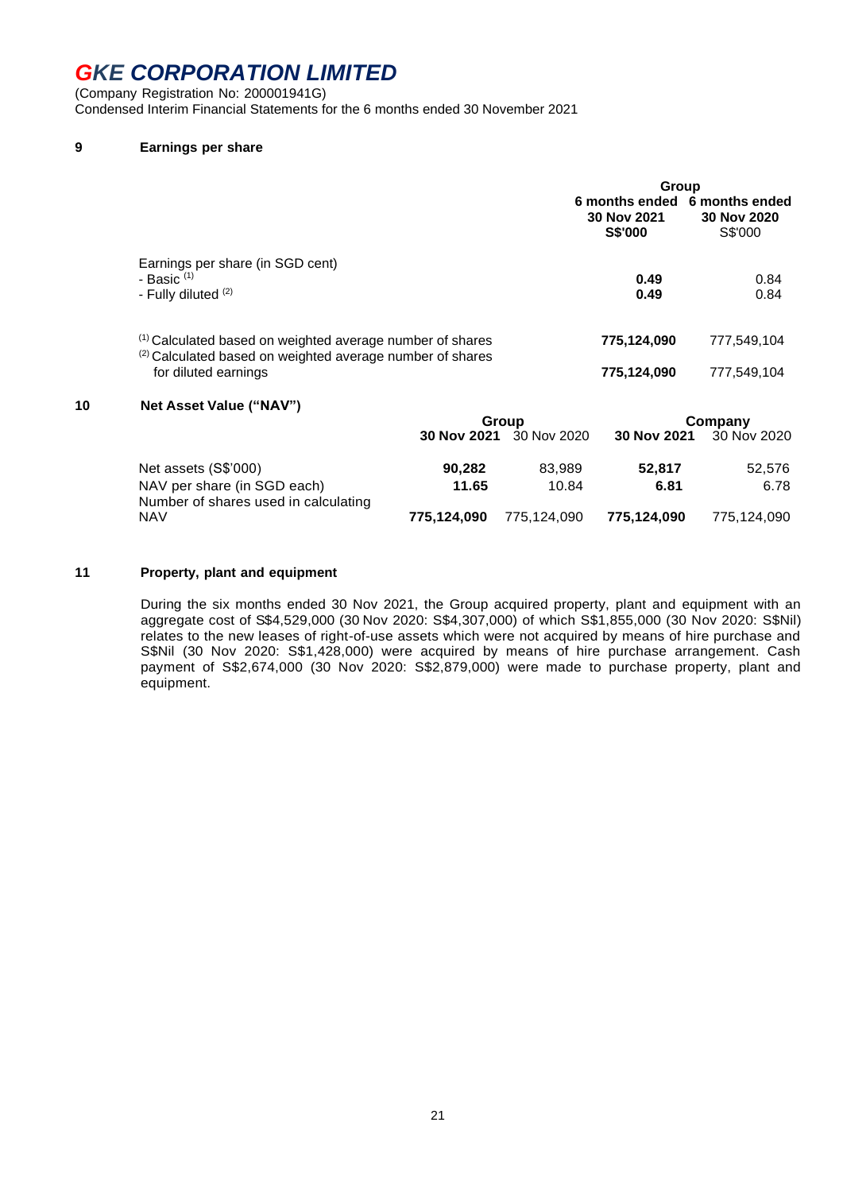## 9 Earnings per share

| | Group | |
|---|---|---|
| | **6 months ended 30 Nov 2021 S$'000** | **6 months ended 30 Nov 2020** S$'000 |
| Earnings per share (in SGD cent) | | |
| - Basic [1] | **0.49** | 0.84 |
| - Fully diluted [2] | **0.49** | 0.84 |
| [1] Calculated based on weighted average number of shares | **775,124,090** | 777,549,104 |
| [2] Calculated based on weighted average number of shares for diluted earnings | **775,124,090** | 777,549,104 |

## 10 Net Asset Value ("NAV")

| | Group | | Company | |
|---|---|---|---|---|
| | **30 Nov 2021** | 30 Nov 2020 | **30 Nov 2021** | 30 Nov 2020 |
| Net assets (S$'000) | **90,282** | 83,989 | **52,817** | 52,576 |
| NAV per share (in SGD each) | **11.65** | 10.84 | **6.81** | 6.78 |
| Number of shares used in calculating NAV | **775,124,090** | 775,124,090 | **775,124,090** | 775,124,090 |

## 11 Property, plant and equipment

During the six months ended 30 Nov 2021, the Group acquired property, plant and equipment with an aggregate cost of S$4,529,000 (30 Nov 2020: S$4,307,000) of which S$1,855,000 (30 Nov 2020: S$Nil) relates to the new leases of right-of-use assets which were not acquired by means of hire purchase and S$Nil (30 Nov 2020: S$1,428,000) were acquired by means of hire purchase arrangement. Cash payment of S$2,674,000 (30 Nov 2020: S$2,879,000) were made to purchase property, plant and equipment.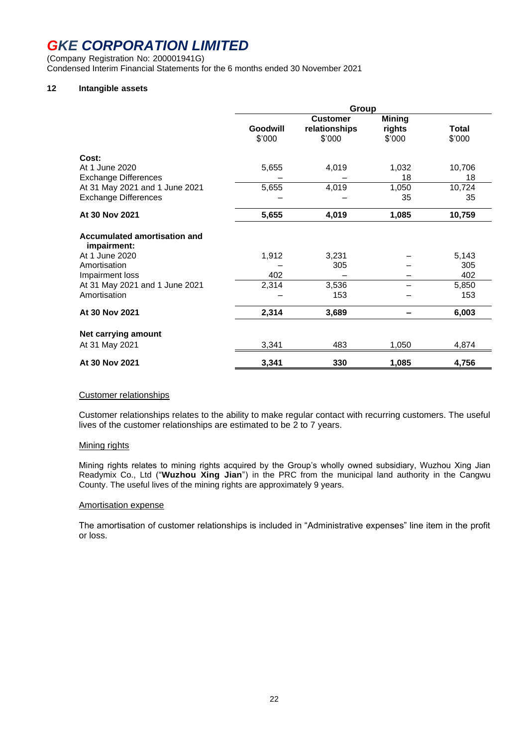# GKE CORPORATION LIMITED

(Company Registration No: 200001941G)
Condensed Interim Financial Statements for the 6 months ended 30 November 2021

## 12 Intangible assets

| | Group | | | |
|---|---|---|---|---|
| | Goodwill<br>$'000 | Customer relationships<br>$'000 | Mining rights<br>$'000 | Total<br>$'000 |
| **Cost:** | | | | |
| At 1 June 2020 | 5,655 | 4,019 | 1,032 | 10,706 |
| Exchange Differences | – | – | 18 | 18 |
| At 31 May 2021 and 1 June 2021 | 5,655 | 4,019 | 1,050 | 10,724 |
| Exchange Differences | – | – | 35 | 35 |
| **At 30 Nov 2021** | **5,655** | **4,019** | **1,085** | **10,759** |
| **Accumulated amortisation and impairment:** | | | | |
| At 1 June 2020 | 1,912 | 3,231 | – | 5,143 |
| Amortisation | – | 305 | – | 305 |
| Impairment loss | 402 | – | – | 402 |
| At 31 May 2021 and 1 June 2021 | 2,314 | 3,536 | – | 5,850 |
| Amortisation | – | 153 | – | 153 |
| **At 30 Nov 2021** | **2,314** | **3,689** | **–** | **6,003** |
| **Net carrying amount** | | | | |
| At 31 May 2021 | 3,341 | 483 | 1,050 | 4,874 |
| **At 30 Nov 2021** | **3,341** | **330** | **1,085** | **4,756** |

Customer relationships

Customer relationships relates to the ability to make regular contact with recurring customers. The useful lives of the customer relationships are estimated to be 2 to 7 years.

Mining rights

Mining rights relates to mining rights acquired by the Group's wholly owned subsidiary, Wuzhou Xing Jian Readymix Co., Ltd ("**Wuzhou Xing Jian**") in the PRC from the municipal land authority in the Cangwu County. The useful lives of the mining rights are approximately 9 years.

Amortisation expense

The amortisation of customer relationships is included in "Administrative expenses" line item in the profit or loss.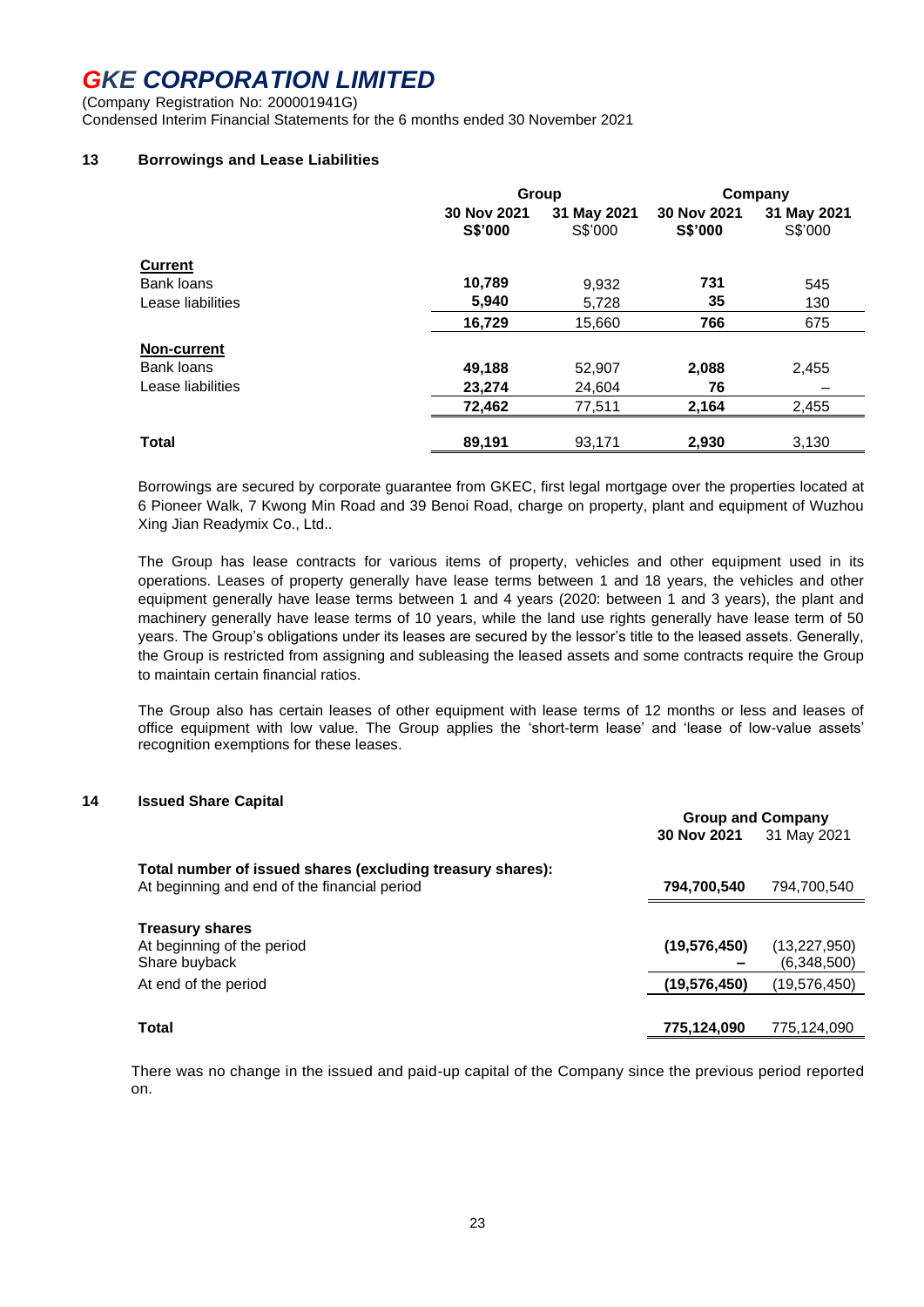# GKE CORPORATION LIMITED

(Company Registration No: 200001941G)
Condensed Interim Financial Statements for the 6 months ended 30 November 2021

## 13 Borrowings and Lease Liabilities

| | Group | | Company | |
|---|---|---|---|---|
| | **30 Nov 2021 S$'000** | 31 May 2021 S$'000 | **30 Nov 2021 S$'000** | 31 May 2021 S$'000 |
| **Current** | | | | |
| Bank loans | **10,789** | 9,932 | **731** | 545 |
| Lease liabilities | **5,940** | 5,728 | **35** | 130 |
| | **16,729** | 15,660 | **766** | 675 |
| **Non-current** | | | | |
| Bank loans | **49,188** | 52,907 | **2,088** | 2,455 |
| Lease liabilities | **23,274** | 24,604 | **76** | – |
| | **72,462** | 77,511 | **2,164** | 2,455 |
| **Total** | **89,191** | 93,171 | **2,930** | 3,130 |

Borrowings are secured by corporate guarantee from GKEC, first legal mortgage over the properties located at 6 Pioneer Walk, 7 Kwong Min Road and 39 Benoi Road, charge on property, plant and equipment of Wuzhou Xing Jian Readymix Co., Ltd..

The Group has lease contracts for various items of property, vehicles and other equipment used in its operations. Leases of property generally have lease terms between 1 and 18 years, the vehicles and other equipment generally have lease terms between 1 and 4 years (2020: between 1 and 3 years), the plant and machinery generally have lease terms of 10 years, while the land use rights generally have lease term of 50 years. The Group's obligations under its leases are secured by the lessor's title to the leased assets. Generally, the Group is restricted from assigning and subleasing the leased assets and some contracts require the Group to maintain certain financial ratios.

The Group also has certain leases of other equipment with lease terms of 12 months or less and leases of office equipment with low value. The Group applies the 'short-term lease' and 'lease of low-value assets' recognition exemptions for these leases.

## 14 Issued Share Capital

| | Group and Company | |
|---|---|---|
| | **30 Nov 2021** | 31 May 2021 |
| **Total number of issued shares (excluding treasury shares):** | | |
| At beginning and end of the financial period | **794,700,540** | 794,700,540 |
| **Treasury shares** | | |
| At beginning of the period | **(19,576,450)** | (13,227,950) |
| Share buyback | **–** | (6,348,500) |
| At end of the period | **(19,576,450)** | (19,576,450) |
| **Total** | **775,124,090** | 775,124,090 |

There was no change in the issued and paid-up capital of the Company since the previous period reported on.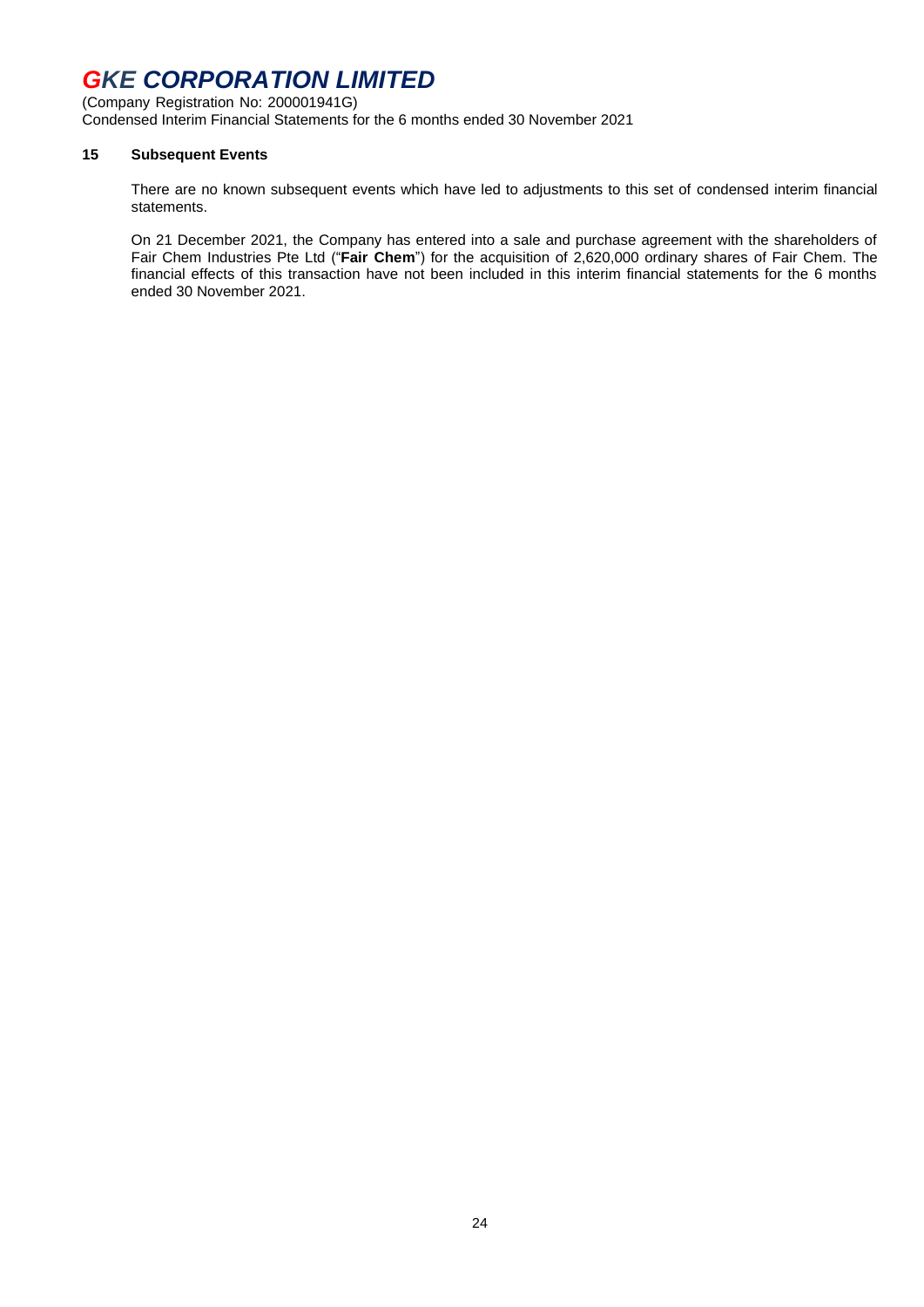## 15 Subsequent Events

There are no known subsequent events which have led to adjustments to this set of condensed interim financial statements.

On 21 December 2021, the Company has entered into a sale and purchase agreement with the shareholders of Fair Chem Industries Pte Ltd ("**Fair Chem**") for the acquisition of 2,620,000 ordinary shares of Fair Chem. The financial effects of this transaction have not been included in this interim financial statements for the 6 months ended 30 November 2021.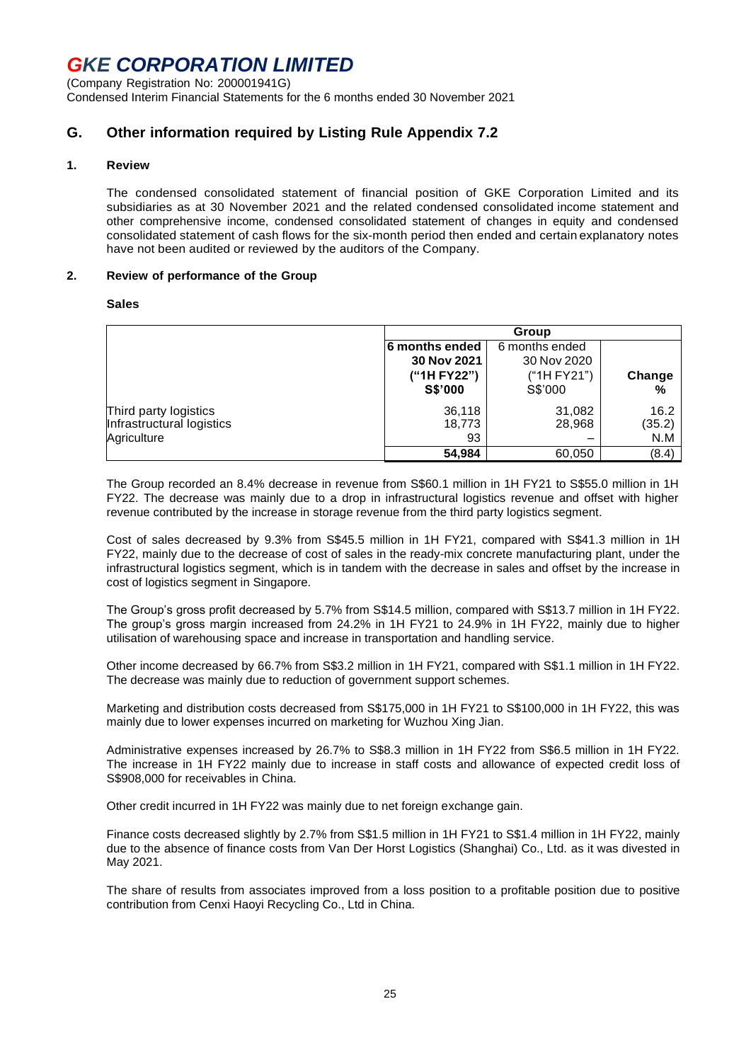# GKE CORPORATION LIMITED

(Company Registration No: 200001941G)
Condensed Interim Financial Statements for the 6 months ended 30 November 2021

## G. Other information required by Listing Rule Appendix 7.2

### 1. Review

The condensed consolidated statement of financial position of GKE Corporation Limited and its subsidiaries as at 30 November 2021 and the related condensed consolidated income statement and other comprehensive income, condensed consolidated statement of changes in equity and condensed consolidated statement of cash flows for the six-month period then ended and certain explanatory notes have not been audited or reviewed by the auditors of the Company.

### 2. Review of performance of the Group

**Sales**

| | Group | | |
|---|---|---|---|
| | **6 months ended 30 Nov 2021 ("1H FY22") S$'000** | 6 months ended 30 Nov 2020 ("1H FY21") S$'000 | **Change %** |
| Third party logistics | 36,118 | 31,082 | 16.2 |
| Infrastructural logistics | 18,773 | 28,968 | (35.2) |
| Agriculture | 93 | – | N.M |
| | **54,984** | 60,050 | (8.4) |

The Group recorded an 8.4% decrease in revenue from S$60.1 million in 1H FY21 to S$55.0 million in 1H FY22. The decrease was mainly due to a drop in infrastructural logistics revenue and offset with higher revenue contributed by the increase in storage revenue from the third party logistics segment.

Cost of sales decreased by 9.3% from S$45.5 million in 1H FY21, compared with S$41.3 million in 1H FY22, mainly due to the decrease of cost of sales in the ready-mix concrete manufacturing plant, under the infrastructural logistics segment, which is in tandem with the decrease in sales and offset by the increase in cost of logistics segment in Singapore.

The Group's gross profit decreased by 5.7% from S$14.5 million, compared with S$13.7 million in 1H FY22. The group's gross margin increased from 24.2% in 1H FY21 to 24.9% in 1H FY22, mainly due to higher utilisation of warehousing space and increase in transportation and handling service.

Other income decreased by 66.7% from S$3.2 million in 1H FY21, compared with S$1.1 million in 1H FY22. The decrease was mainly due to reduction of government support schemes.

Marketing and distribution costs decreased from S$175,000 in 1H FY21 to S$100,000 in 1H FY22, this was mainly due to lower expenses incurred on marketing for Wuzhou Xing Jian.

Administrative expenses increased by 26.7% to S$8.3 million in 1H FY22 from S$6.5 million in 1H FY22. The increase in 1H FY22 mainly due to increase in staff costs and allowance of expected credit loss of S$908,000 for receivables in China.

Other credit incurred in 1H FY22 was mainly due to net foreign exchange gain.

Finance costs decreased slightly by 2.7% from S$1.5 million in 1H FY21 to S$1.4 million in 1H FY22, mainly due to the absence of finance costs from Van Der Horst Logistics (Shanghai) Co., Ltd. as it was divested in May 2021.

The share of results from associates improved from a loss position to a profitable position due to positive contribution from Cenxi Haoyi Recycling Co., Ltd in China.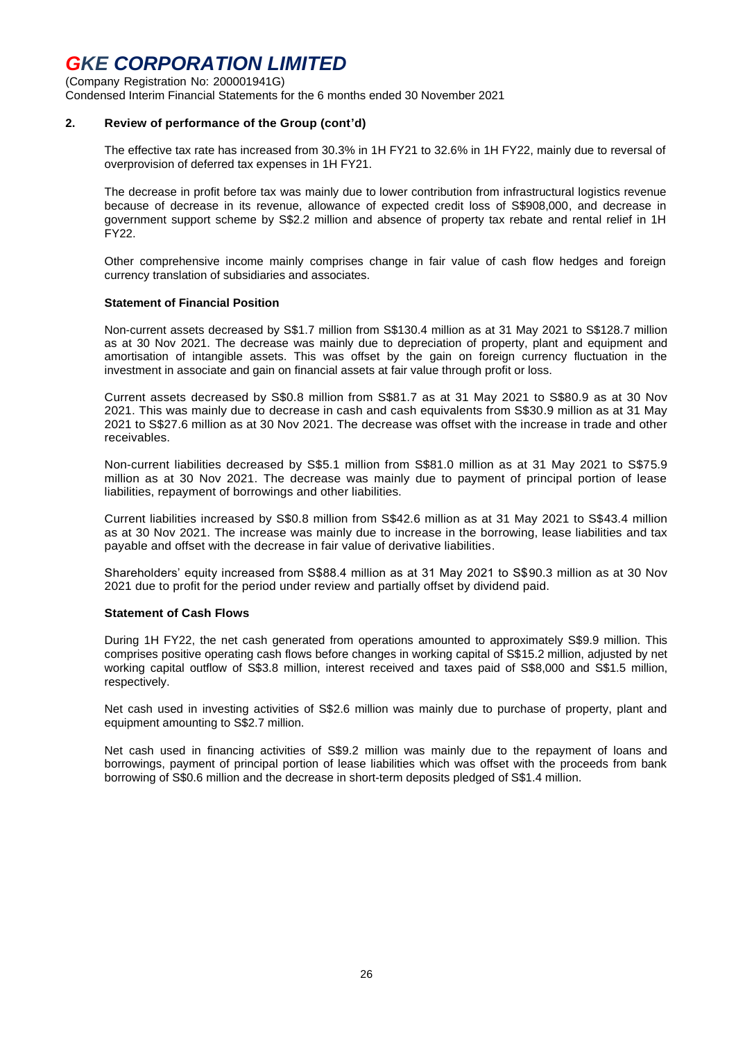## 2. Review of performance of the Group (cont'd)

The effective tax rate has increased from 30.3% in 1H FY21 to 32.6% in 1H FY22, mainly due to reversal of overprovision of deferred tax expenses in 1H FY21.

The decrease in profit before tax was mainly due to lower contribution from infrastructural logistics revenue because of decrease in its revenue, allowance of expected credit loss of S$908,000, and decrease in government support scheme by S$2.2 million and absence of property tax rebate and rental relief in 1H FY22.

Other comprehensive income mainly comprises change in fair value of cash flow hedges and foreign currency translation of subsidiaries and associates.

### Statement of Financial Position

Non-current assets decreased by S$1.7 million from S$130.4 million as at 31 May 2021 to S$128.7 million as at 30 Nov 2021. The decrease was mainly due to depreciation of property, plant and equipment and amortisation of intangible assets. This was offset by the gain on foreign currency fluctuation in the investment in associate and gain on financial assets at fair value through profit or loss.

Current assets decreased by S$0.8 million from S$81.7 as at 31 May 2021 to S$80.9 as at 30 Nov 2021. This was mainly due to decrease in cash and cash equivalents from S$30.9 million as at 31 May 2021 to S$27.6 million as at 30 Nov 2021. The decrease was offset with the increase in trade and other receivables.

Non-current liabilities decreased by S$5.1 million from S$81.0 million as at 31 May 2021 to S$75.9 million as at 30 Nov 2021. The decrease was mainly due to payment of principal portion of lease liabilities, repayment of borrowings and other liabilities.

Current liabilities increased by S$0.8 million from S$42.6 million as at 31 May 2021 to S$43.4 million as at 30 Nov 2021. The increase was mainly due to increase in the borrowing, lease liabilities and tax payable and offset with the decrease in fair value of derivative liabilities.

Shareholders' equity increased from S$88.4 million as at 31 May 2021 to S$90.3 million as at 30 Nov 2021 due to profit for the period under review and partially offset by dividend paid.

### Statement of Cash Flows

During 1H FY22, the net cash generated from operations amounted to approximately S$9.9 million. This comprises positive operating cash flows before changes in working capital of S$15.2 million, adjusted by net working capital outflow of S$3.8 million, interest received and taxes paid of S$8,000 and S$1.5 million, respectively.

Net cash used in investing activities of S$2.6 million was mainly due to purchase of property, plant and equipment amounting to S$2.7 million.

Net cash used in financing activities of S$9.2 million was mainly due to the repayment of loans and borrowings, payment of principal portion of lease liabilities which was offset with the proceeds from bank borrowing of S$0.6 million and the decrease in short-term deposits pledged of S$1.4 million.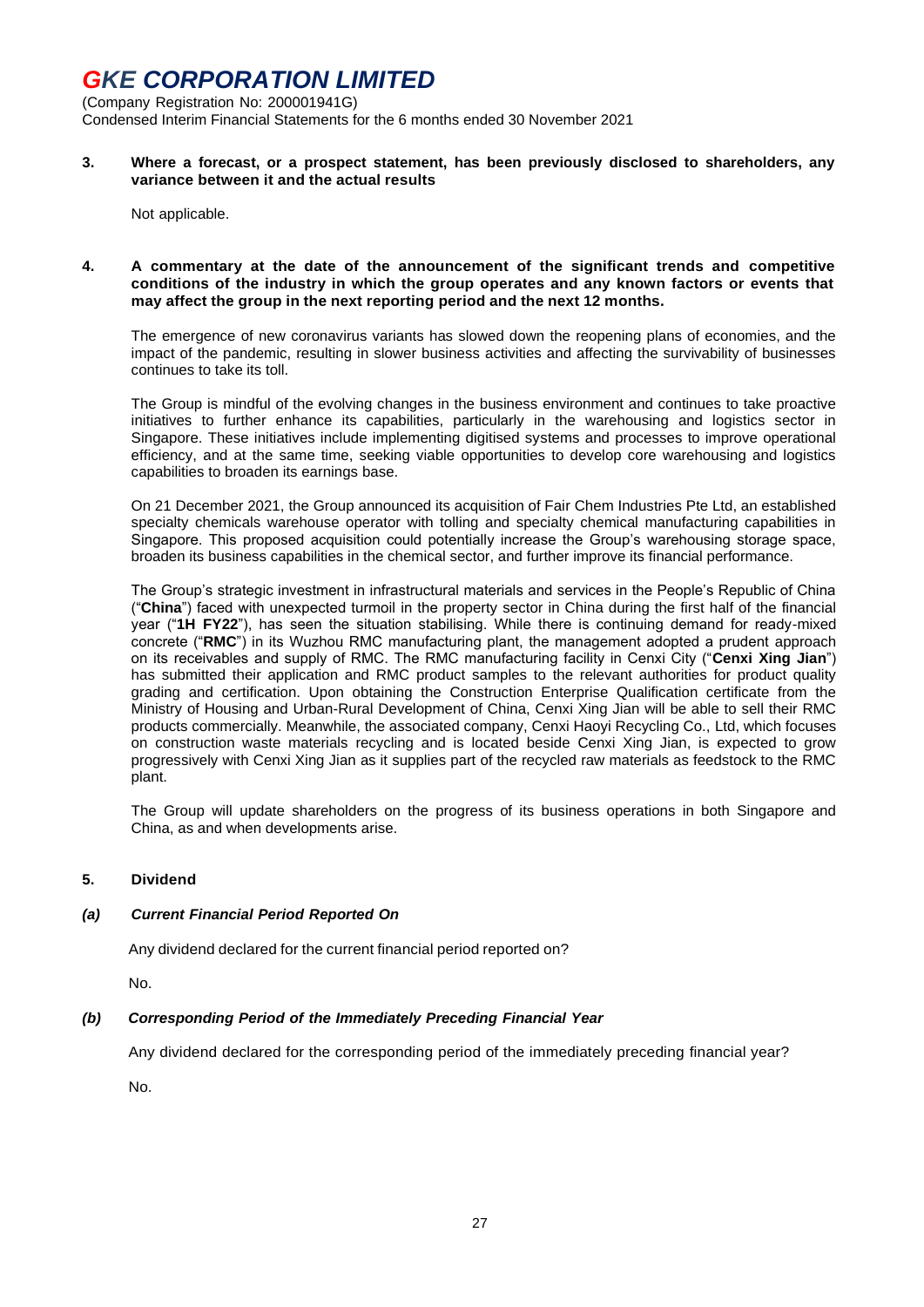**3. Where a forecast, or a prospect statement, has been previously disclosed to shareholders, any variance between it and the actual results**

Not applicable.

**4. A commentary at the date of the announcement of the significant trends and competitive conditions of the industry in which the group operates and any known factors or events that may affect the group in the next reporting period and the next 12 months.**

The emergence of new coronavirus variants has slowed down the reopening plans of economies, and the impact of the pandemic, resulting in slower business activities and affecting the survivability of businesses continues to take its toll.

The Group is mindful of the evolving changes in the business environment and continues to take proactive initiatives to further enhance its capabilities, particularly in the warehousing and logistics sector in Singapore. These initiatives include implementing digitised systems and processes to improve operational efficiency, and at the same time, seeking viable opportunities to develop core warehousing and logistics capabilities to broaden its earnings base.

On 21 December 2021, the Group announced its acquisition of Fair Chem Industries Pte Ltd, an established specialty chemicals warehouse operator with tolling and specialty chemical manufacturing capabilities in Singapore. This proposed acquisition could potentially increase the Group's warehousing storage space, broaden its business capabilities in the chemical sector, and further improve its financial performance.

The Group's strategic investment in infrastructural materials and services in the People's Republic of China ("**China**") faced with unexpected turmoil in the property sector in China during the first half of the financial year ("**1H FY22**"), has seen the situation stabilising. While there is continuing demand for ready-mixed concrete ("**RMC**") in its Wuzhou RMC manufacturing plant, the management adopted a prudent approach on its receivables and supply of RMC. The RMC manufacturing facility in Cenxi City ("**Cenxi Xing Jian**") has submitted their application and RMC product samples to the relevant authorities for product quality grading and certification. Upon obtaining the Construction Enterprise Qualification certificate from the Ministry of Housing and Urban-Rural Development of China, Cenxi Xing Jian will be able to sell their RMC products commercially. Meanwhile, the associated company, Cenxi Haoyi Recycling Co., Ltd, which focuses on construction waste materials recycling and is located beside Cenxi Xing Jian, is expected to grow progressively with Cenxi Xing Jian as it supplies part of the recycled raw materials as feedstock to the RMC plant.

The Group will update shareholders on the progress of its business operations in both Singapore and China, as and when developments arise.

**5. Dividend**

***(a) Current Financial Period Reported On***

Any dividend declared for the current financial period reported on?

No.

***(b) Corresponding Period of the Immediately Preceding Financial Year***

Any dividend declared for the corresponding period of the immediately preceding financial year?

No.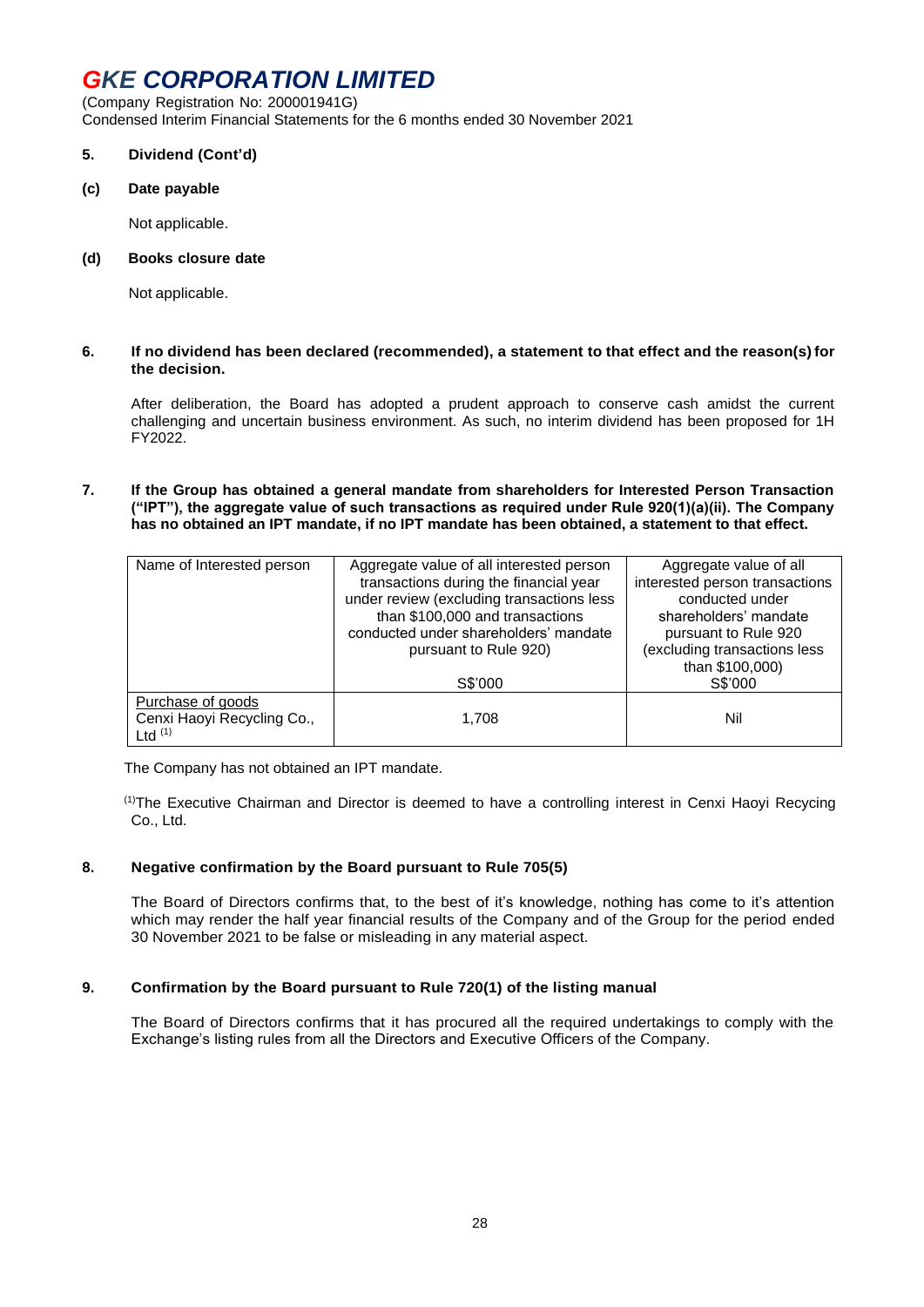# GKE CORPORATION LIMITED

(Company Registration No: 200001941G)
Condensed Interim Financial Statements for the 6 months ended 30 November 2021

**5. Dividend (Cont'd)**

**(c) Date payable**

Not applicable.

**(d) Books closure date**

Not applicable.

**6. If no dividend has been declared (recommended), a statement to that effect and the reason(s) for the decision.**

After deliberation, the Board has adopted a prudent approach to conserve cash amidst the current challenging and uncertain business environment. As such, no interim dividend has been proposed for 1H FY2022.

**7. If the Group has obtained a general mandate from shareholders for Interested Person Transaction ("IPT"), the aggregate value of such transactions as required under Rule 920(1)(a)(ii). The Company has no obtained an IPT mandate, if no IPT mandate has been obtained, a statement to that effect.**

| Name of Interested person | Aggregate value of all interested person transactions during the financial year under review (excluding transactions less than $100,000 and transactions conducted under shareholders' mandate pursuant to Rule 920)<br><br>S$'000 | Aggregate value of all interested person transactions conducted under shareholders' mandate pursuant to Rule 920 (excluding transactions less than $100,000)<br>S$'000 |
|---|---|---|
| Purchase of goods<br>Cenxi Haoyi Recycling Co., Ltd [1] | 1,708 | Nil |

The Company has not obtained an IPT mandate.

[1]The Executive Chairman and Director is deemed to have a controlling interest in Cenxi Haoyi Recycing Co., Ltd.

**8. Negative confirmation by the Board pursuant to Rule 705(5)**

The Board of Directors confirms that, to the best of it's knowledge, nothing has come to it's attention which may render the half year financial results of the Company and of the Group for the period ended 30 November 2021 to be false or misleading in any material aspect.

**9. Confirmation by the Board pursuant to Rule 720(1) of the listing manual**

The Board of Directors confirms that it has procured all the required undertakings to comply with the Exchange's listing rules from all the Directors and Executive Officers of the Company.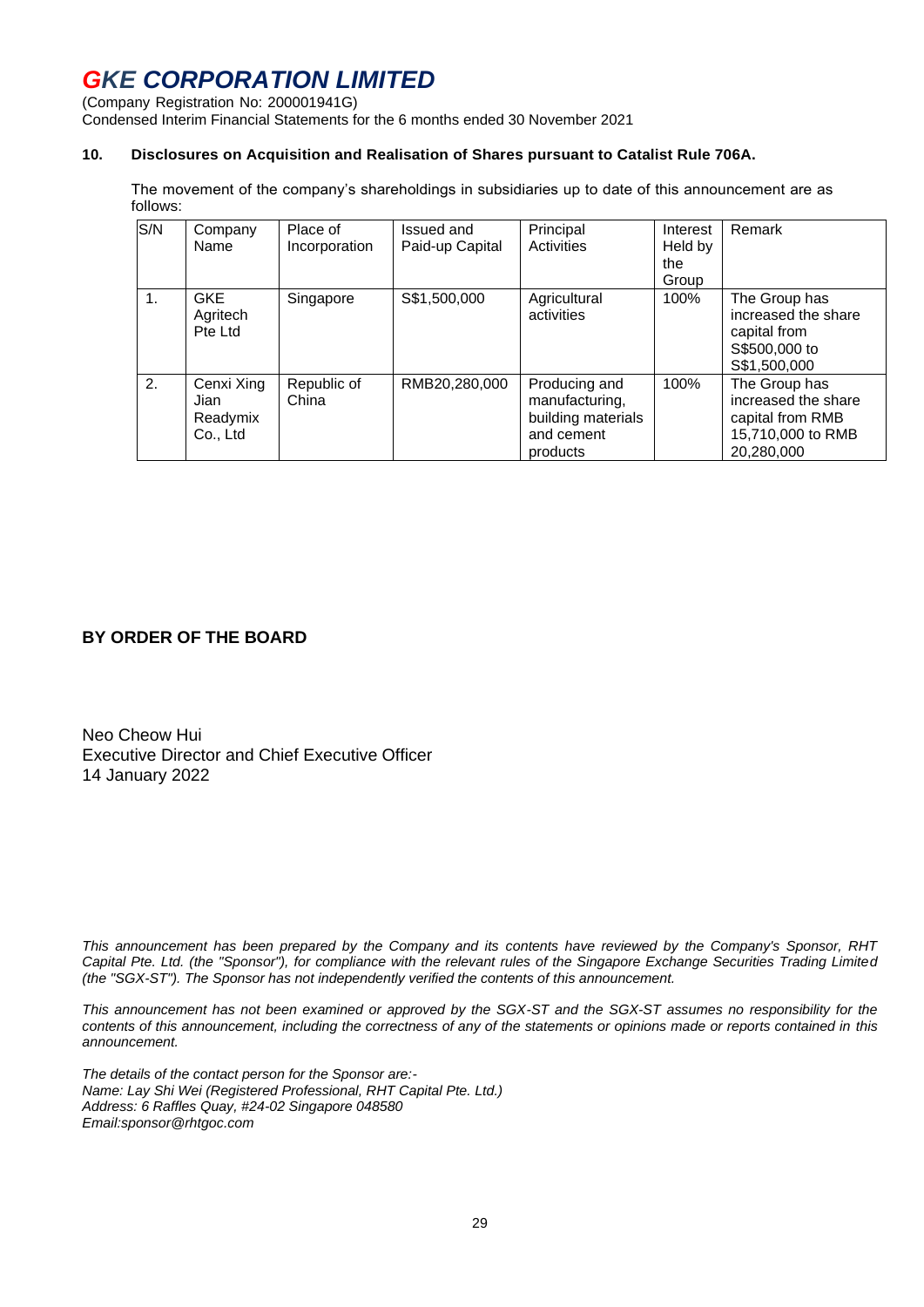# *GKE CORPORATION LIMITED*

(Company Registration No: 200001941G)
Condensed Interim Financial Statements for the 6 months ended 30 November 2021

**10. Disclosures on Acquisition and Realisation of Shares pursuant to Catalist Rule 706A.**

The movement of the company's shareholdings in subsidiaries up to date of this announcement are as follows:

| S/N | Company Name | Place of Incorporation | Issued and Paid-up Capital | Principal Activities | Interest Held by the Group | Remark |
|---|---|---|---|---|---|---|
| 1. | GKE Agritech Pte Ltd | Singapore | S$1,500,000 | Agricultural activities | 100% | The Group has increased the share capital from S$500,000 to S$1,500,000 |
| 2. | Cenxi Xing Jian Readymix Co., Ltd | Republic of China | RMB20,280,000 | Producing and manufacturing, building materials and cement products | 100% | The Group has increased the share capital from RMB 15,710,000 to RMB 20,280,000 |

**BY ORDER OF THE BOARD**

Neo Cheow Hui
Executive Director and Chief Executive Officer
14 January 2022

*This announcement has been prepared by the Company and its contents have reviewed by the Company's Sponsor, RHT Capital Pte. Ltd. (the "Sponsor"), for compliance with the relevant rules of the Singapore Exchange Securities Trading Limited (the "SGX-ST"). The Sponsor has not independently verified the contents of this announcement.*

*This announcement has not been examined or approved by the SGX-ST and the SGX-ST assumes no responsibility for the contents of this announcement, including the correctness of any of the statements or opinions made or reports contained in this announcement.*

*The details of the contact person for the Sponsor are:-*
*Name: Lay Shi Wei (Registered Professional, RHT Capital Pte. Ltd.)*
*Address: 6 Raffles Quay, #24-02 Singapore 048580*
*Email:sponsor@rhtgoc.com*